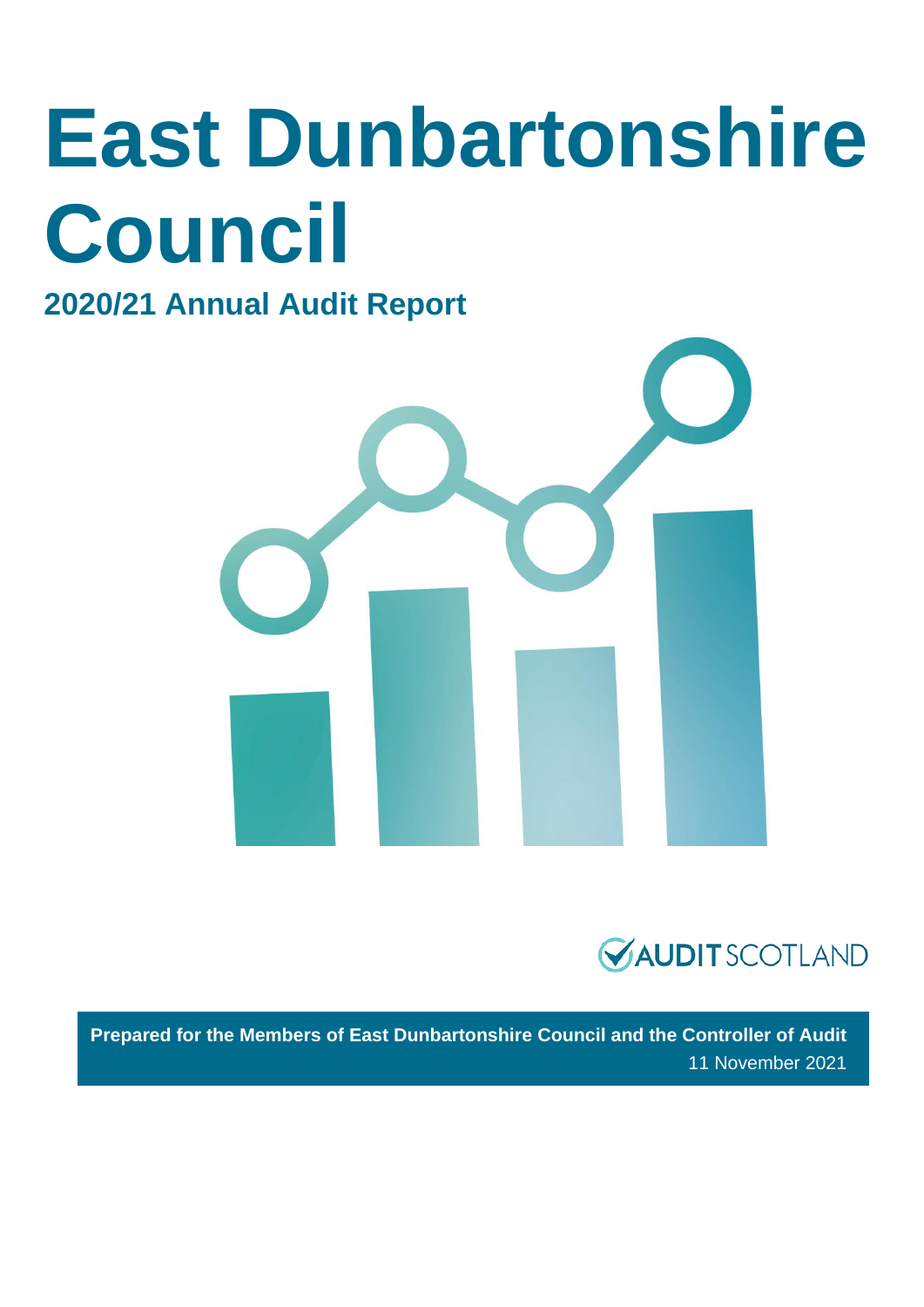# East Dunbartonshire Council

## 2020/21 Annual Audit Report

AUDIT SCOTLAND

**Prepared for the Members of East Dunbartonshire Council and the Controller of Audit**

11 November 2021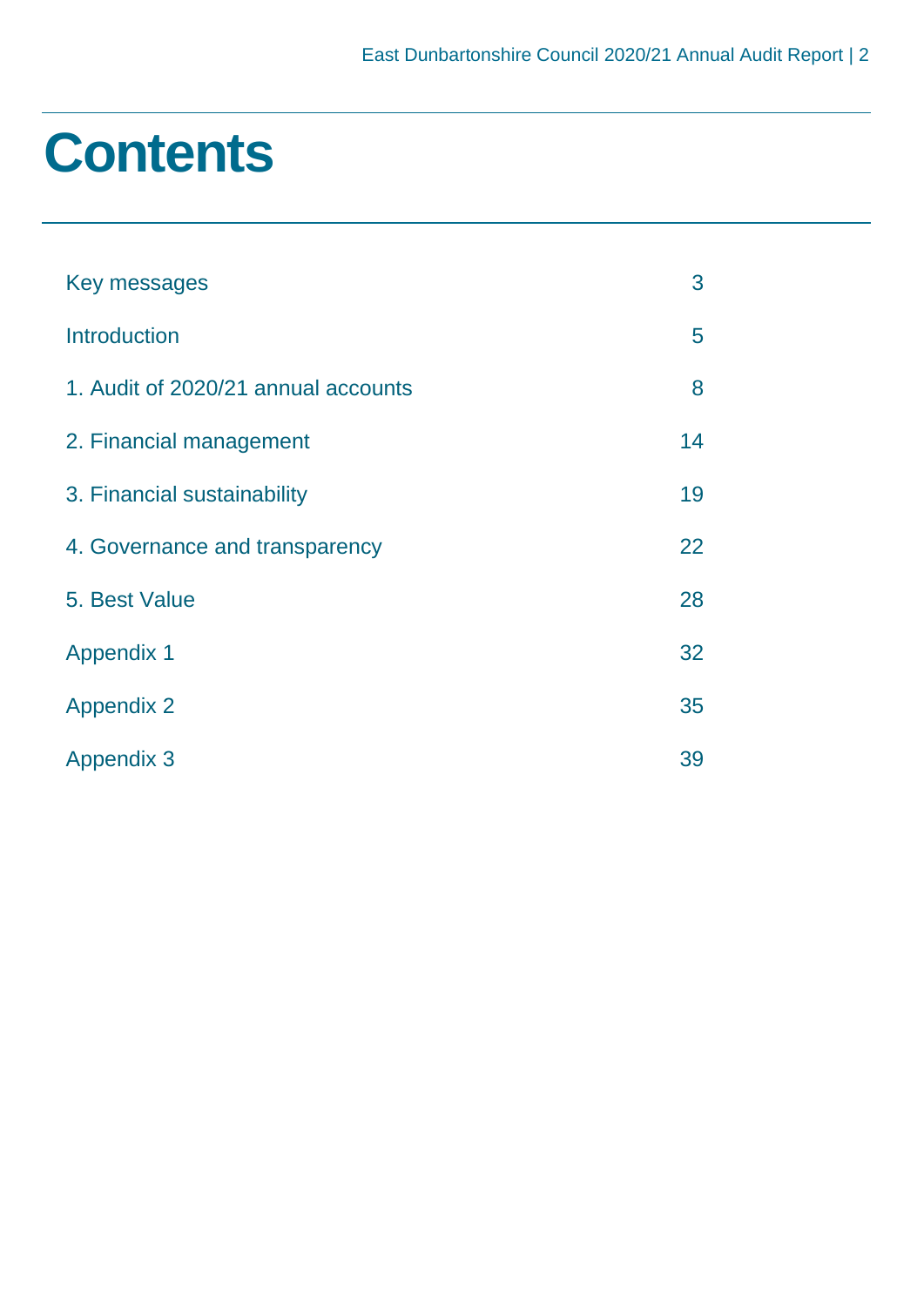# Contents

| | |
|---|---|
| Key messages | 3 |
| Introduction | 5 |
| 1. Audit of 2020/21 annual accounts | 8 |
| 2. Financial management | 14 |
| 3. Financial sustainability | 19 |
| 4. Governance and transparency | 22 |
| 5. Best Value | 28 |
| Appendix 1 | 32 |
| Appendix 2 | 35 |
| Appendix 3 | 39 |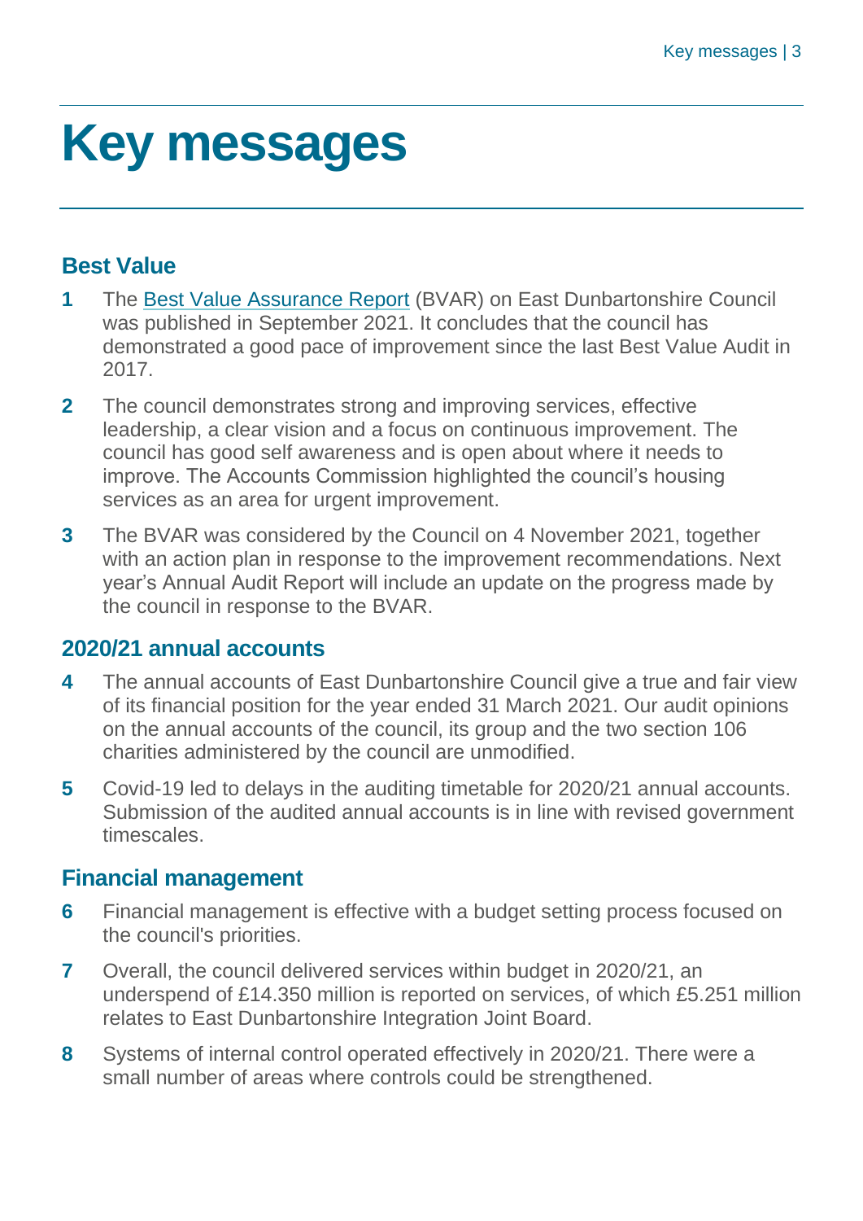# Key messages

## Best Value

**1** The Best Value Assurance Report (BVAR) on East Dunbartonshire Council was published in September 2021. It concludes that the council has demonstrated a good pace of improvement since the last Best Value Audit in 2017.

**2** The council demonstrates strong and improving services, effective leadership, a clear vision and a focus on continuous improvement. The council has good self awareness and is open about where it needs to improve. The Accounts Commission highlighted the council's housing services as an area for urgent improvement.

**3** The BVAR was considered by the Council on 4 November 2021, together with an action plan in response to the improvement recommendations. Next year's Annual Audit Report will include an update on the progress made by the council in response to the BVAR.

## 2020/21 annual accounts

**4** The annual accounts of East Dunbartonshire Council give a true and fair view of its financial position for the year ended 31 March 2021. Our audit opinions on the annual accounts of the council, its group and the two section 106 charities administered by the council are unmodified.

**5** Covid-19 led to delays in the auditing timetable for 2020/21 annual accounts. Submission of the audited annual accounts is in line with revised government timescales.

## Financial management

**6** Financial management is effective with a budget setting process focused on the council's priorities.

**7** Overall, the council delivered services within budget in 2020/21, an underspend of £14.350 million is reported on services, of which £5.251 million relates to East Dunbartonshire Integration Joint Board.

**8** Systems of internal control operated effectively in 2020/21. There were a small number of areas where controls could be strengthened.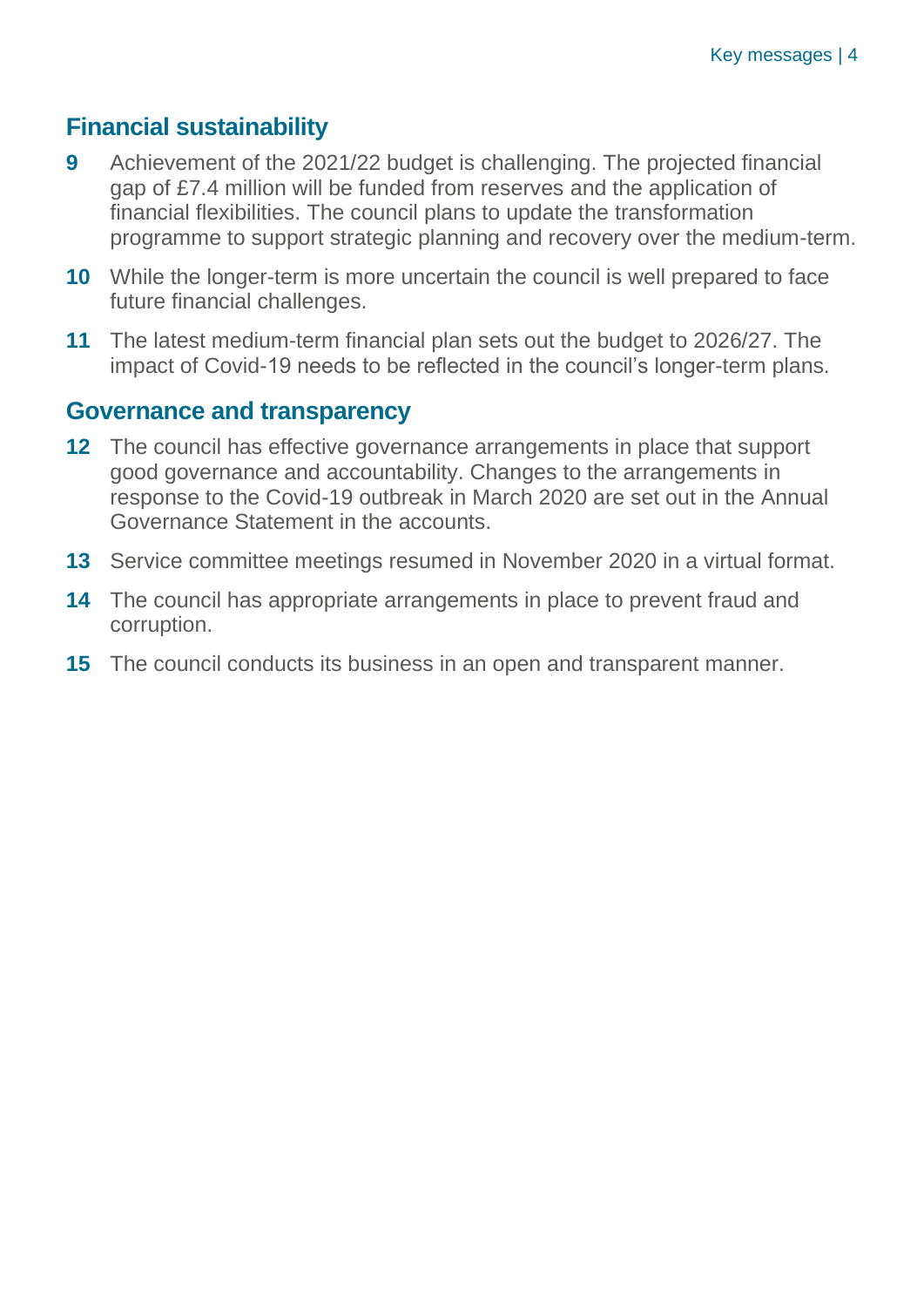## Financial sustainability

**9** Achievement of the 2021/22 budget is challenging. The projected financial gap of £7.4 million will be funded from reserves and the application of financial flexibilities. The council plans to update the transformation programme to support strategic planning and recovery over the medium-term.

**10** While the longer-term is more uncertain the council is well prepared to face future financial challenges.

**11** The latest medium-term financial plan sets out the budget to 2026/27. The impact of Covid-19 needs to be reflected in the council's longer-term plans.

## Governance and transparency

**12** The council has effective governance arrangements in place that support good governance and accountability. Changes to the arrangements in response to the Covid-19 outbreak in March 2020 are set out in the Annual Governance Statement in the accounts.

**13** Service committee meetings resumed in November 2020 in a virtual format.

**14** The council has appropriate arrangements in place to prevent fraud and corruption.

**15** The council conducts its business in an open and transparent manner.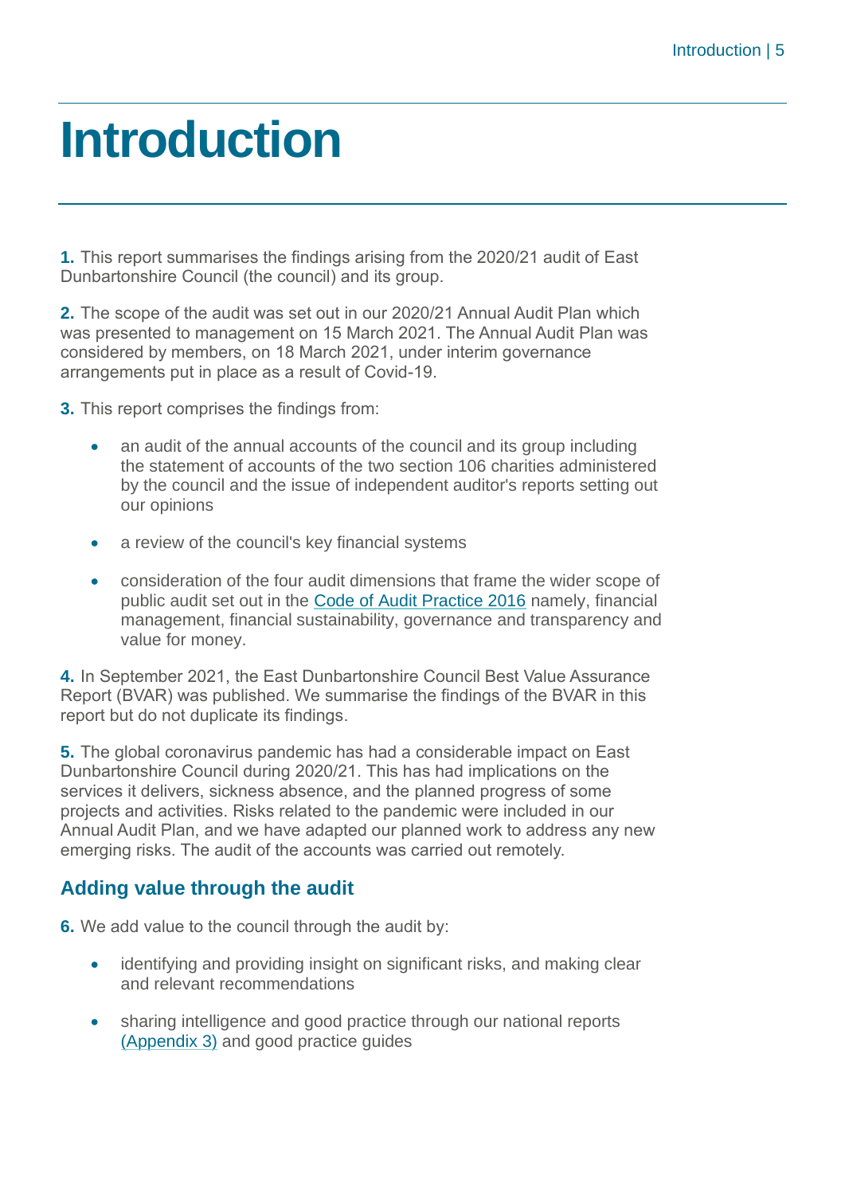# Introduction

**1.** This report summarises the findings arising from the 2020/21 audit of East Dunbartonshire Council (the council) and its group.

**2.** The scope of the audit was set out in our 2020/21 Annual Audit Plan which was presented to management on 15 March 2021. The Annual Audit Plan was considered by members, on 18 March 2021, under interim governance arrangements put in place as a result of Covid-19.

**3.** This report comprises the findings from:

- an audit of the annual accounts of the council and its group including the statement of accounts of the two section 106 charities administered by the council and the issue of independent auditor's reports setting out our opinions
- a review of the council's key financial systems
- consideration of the four audit dimensions that frame the wider scope of public audit set out in the Code of Audit Practice 2016 namely, financial management, financial sustainability, governance and transparency and value for money.

**4.** In September 2021, the East Dunbartonshire Council Best Value Assurance Report (BVAR) was published. We summarise the findings of the BVAR in this report but do not duplicate its findings.

**5.** The global coronavirus pandemic has had a considerable impact on East Dunbartonshire Council during 2020/21. This has had implications on the services it delivers, sickness absence, and the planned progress of some projects and activities. Risks related to the pandemic were included in our Annual Audit Plan, and we have adapted our planned work to address any new emerging risks. The audit of the accounts was carried out remotely.

## Adding value through the audit

**6.** We add value to the council through the audit by:

- identifying and providing insight on significant risks, and making clear and relevant recommendations
- sharing intelligence and good practice through our national reports (Appendix 3) and good practice guides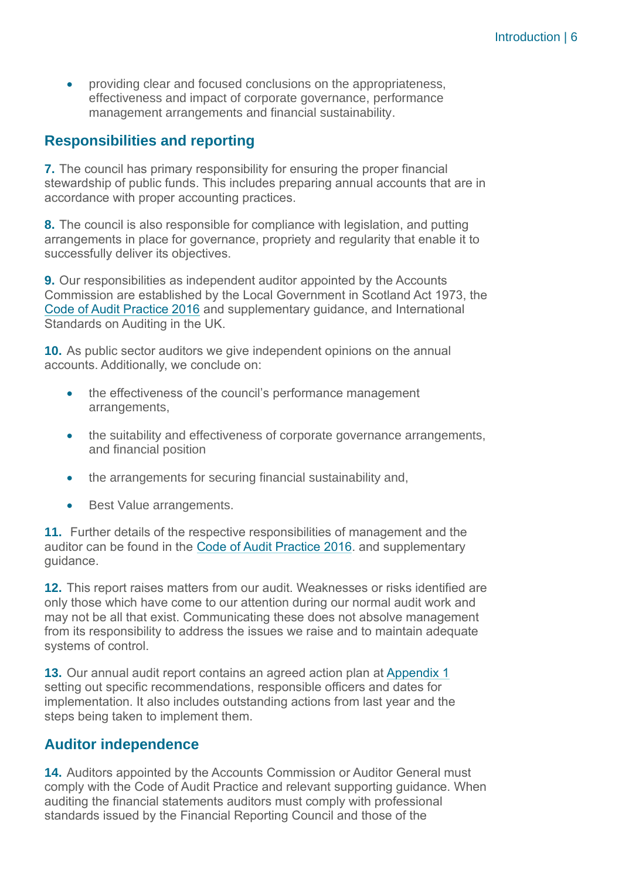- providing clear and focused conclusions on the appropriateness, effectiveness and impact of corporate governance, performance management arrangements and financial sustainability.

## Responsibilities and reporting

**7.** The council has primary responsibility for ensuring the proper financial stewardship of public funds. This includes preparing annual accounts that are in accordance with proper accounting practices.

**8.** The council is also responsible for compliance with legislation, and putting arrangements in place for governance, propriety and regularity that enable it to successfully deliver its objectives.

**9.** Our responsibilities as independent auditor appointed by the Accounts Commission are established by the Local Government in Scotland Act 1973, the Code of Audit Practice 2016 and supplementary guidance, and International Standards on Auditing in the UK.

**10.** As public sector auditors we give independent opinions on the annual accounts. Additionally, we conclude on:

- the effectiveness of the council's performance management arrangements,
- the suitability and effectiveness of corporate governance arrangements, and financial position
- the arrangements for securing financial sustainability and,
- Best Value arrangements.

**11.** Further details of the respective responsibilities of management and the auditor can be found in the Code of Audit Practice 2016. and supplementary guidance.

**12.** This report raises matters from our audit. Weaknesses or risks identified are only those which have come to our attention during our normal audit work and may not be all that exist. Communicating these does not absolve management from its responsibility to address the issues we raise and to maintain adequate systems of control.

**13.** Our annual audit report contains an agreed action plan at Appendix 1 setting out specific recommendations, responsible officers and dates for implementation. It also includes outstanding actions from last year and the steps being taken to implement them.

## Auditor independence

**14.** Auditors appointed by the Accounts Commission or Auditor General must comply with the Code of Audit Practice and relevant supporting guidance. When auditing the financial statements auditors must comply with professional standards issued by the Financial Reporting Council and those of the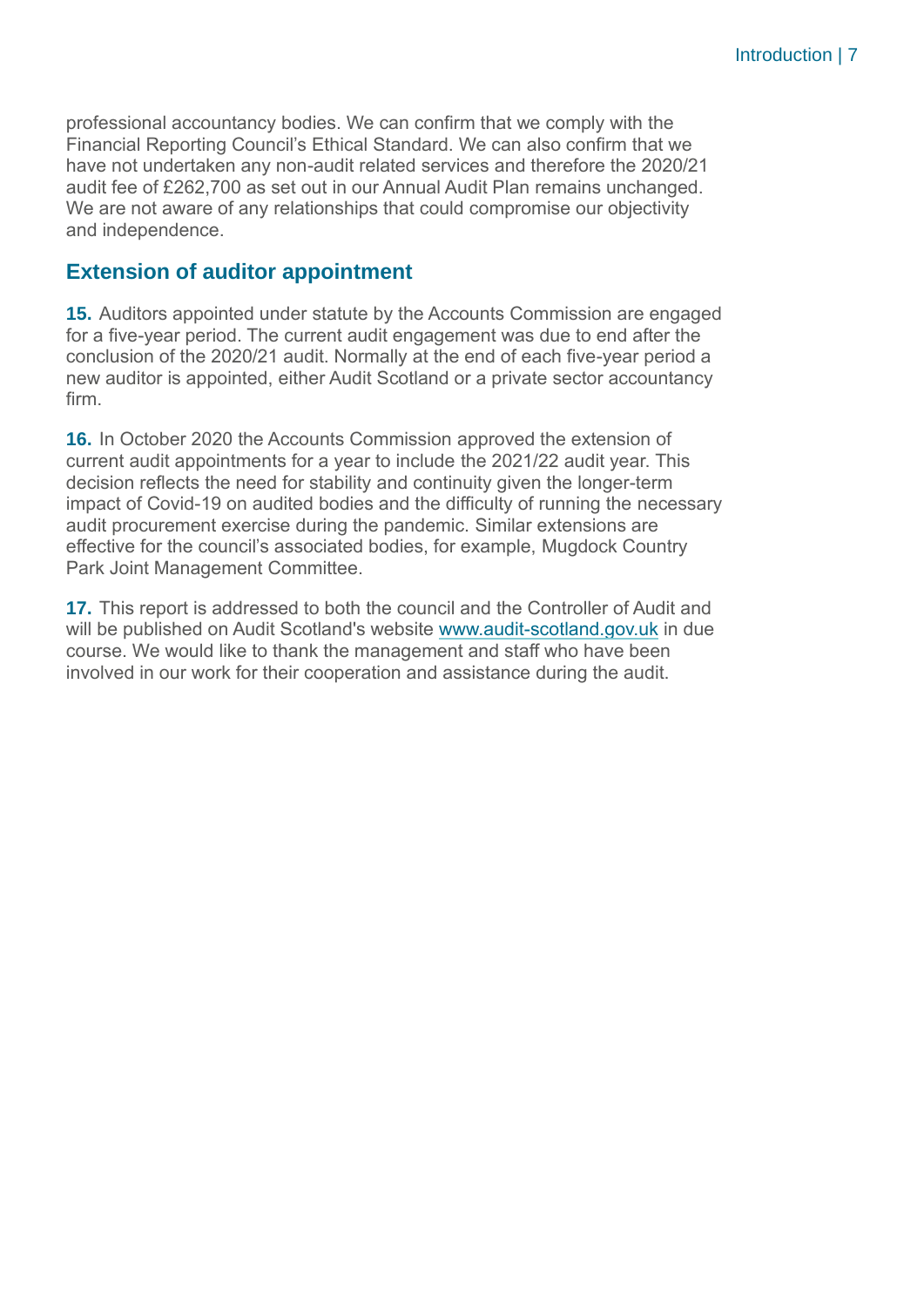professional accountancy bodies. We can confirm that we comply with the Financial Reporting Council's Ethical Standard. We can also confirm that we have not undertaken any non-audit related services and therefore the 2020/21 audit fee of £262,700 as set out in our Annual Audit Plan remains unchanged. We are not aware of any relationships that could compromise our objectivity and independence.

## Extension of auditor appointment

**15.** Auditors appointed under statute by the Accounts Commission are engaged for a five-year period. The current audit engagement was due to end after the conclusion of the 2020/21 audit. Normally at the end of each five-year period a new auditor is appointed, either Audit Scotland or a private sector accountancy firm.

**16.** In October 2020 the Accounts Commission approved the extension of current audit appointments for a year to include the 2021/22 audit year. This decision reflects the need for stability and continuity given the longer-term impact of Covid-19 on audited bodies and the difficulty of running the necessary audit procurement exercise during the pandemic. Similar extensions are effective for the council's associated bodies, for example, Mugdock Country Park Joint Management Committee.

**17.** This report is addressed to both the council and the Controller of Audit and will be published on Audit Scotland's website [www.audit-scotland.gov.uk](http://www.audit-scotland.gov.uk) in due course. We would like to thank the management and staff who have been involved in our work for their cooperation and assistance during the audit.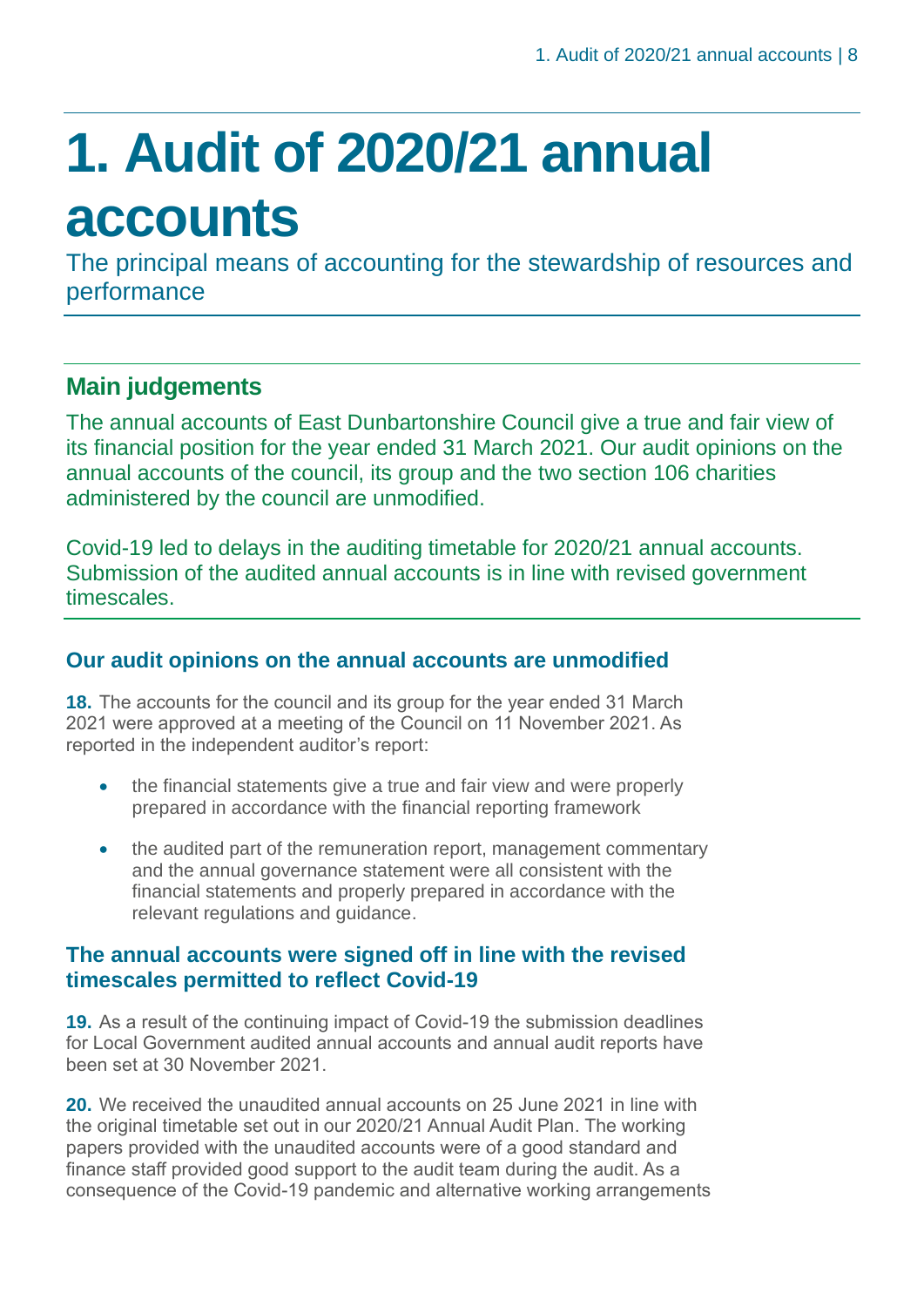# 1. Audit of 2020/21 annual accounts

The principal means of accounting for the stewardship of resources and performance

## Main judgements

The annual accounts of East Dunbartonshire Council give a true and fair view of its financial position for the year ended 31 March 2021. Our audit opinions on the annual accounts of the council, its group and the two section 106 charities administered by the council are unmodified.

Covid-19 led to delays in the auditing timetable for 2020/21 annual accounts. Submission of the audited annual accounts is in line with revised government timescales.

### Our audit opinions on the annual accounts are unmodified

**18.** The accounts for the council and its group for the year ended 31 March 2021 were approved at a meeting of the Council on 11 November 2021. As reported in the independent auditor's report:

- the financial statements give a true and fair view and were properly prepared in accordance with the financial reporting framework
- the audited part of the remuneration report, management commentary and the annual governance statement were all consistent with the financial statements and properly prepared in accordance with the relevant regulations and guidance.

### The annual accounts were signed off in line with the revised timescales permitted to reflect Covid-19

**19.** As a result of the continuing impact of Covid-19 the submission deadlines for Local Government audited annual accounts and annual audit reports have been set at 30 November 2021.

**20.** We received the unaudited annual accounts on 25 June 2021 in line with the original timetable set out in our 2020/21 Annual Audit Plan. The working papers provided with the unaudited accounts were of a good standard and finance staff provided good support to the audit team during the audit. As a consequence of the Covid-19 pandemic and alternative working arrangements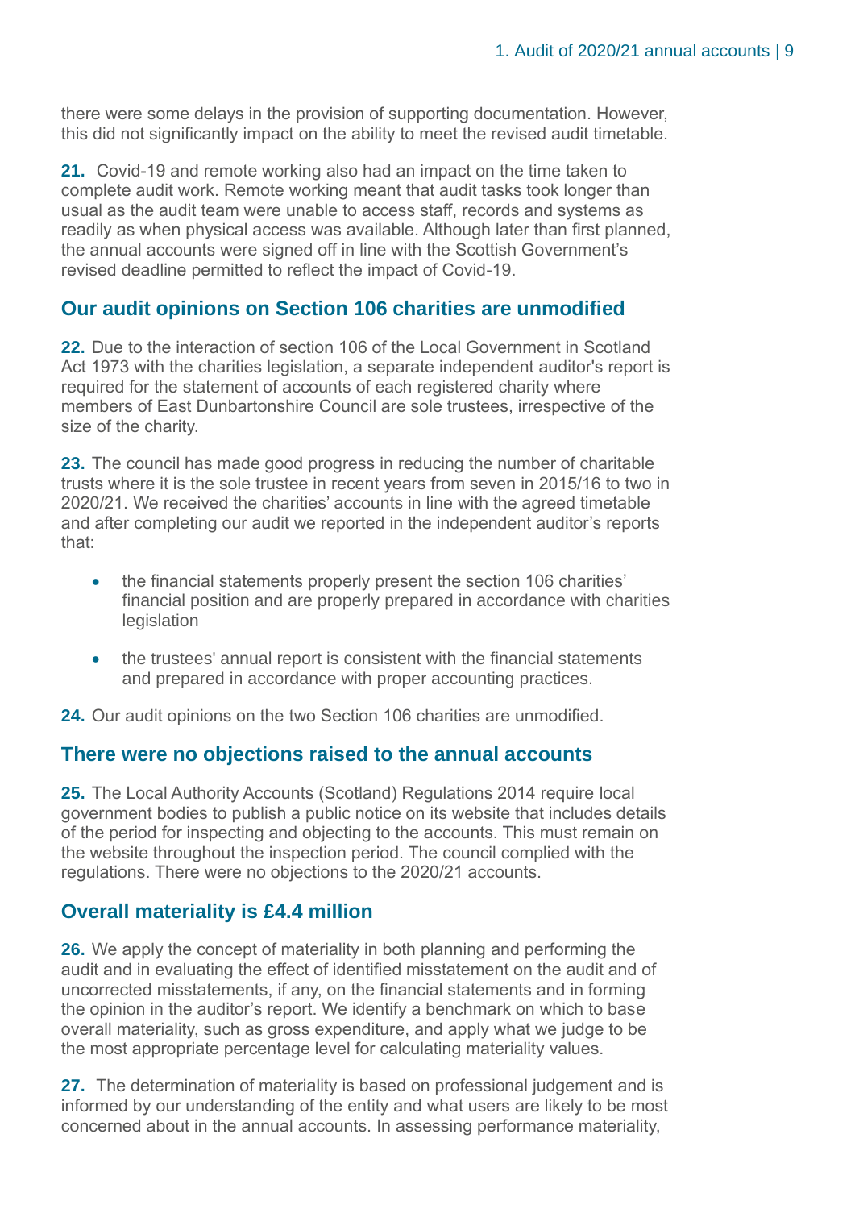there were some delays in the provision of supporting documentation. However, this did not significantly impact on the ability to meet the revised audit timetable.

**21.** Covid-19 and remote working also had an impact on the time taken to complete audit work. Remote working meant that audit tasks took longer than usual as the audit team were unable to access staff, records and systems as readily as when physical access was available. Although later than first planned, the annual accounts were signed off in line with the Scottish Government's revised deadline permitted to reflect the impact of Covid-19.

## Our audit opinions on Section 106 charities are unmodified

**22.** Due to the interaction of section 106 of the Local Government in Scotland Act 1973 with the charities legislation, a separate independent auditor's report is required for the statement of accounts of each registered charity where members of East Dunbartonshire Council are sole trustees, irrespective of the size of the charity.

**23.** The council has made good progress in reducing the number of charitable trusts where it is the sole trustee in recent years from seven in 2015/16 to two in 2020/21. We received the charities' accounts in line with the agreed timetable and after completing our audit we reported in the independent auditor's reports that:

- the financial statements properly present the section 106 charities' financial position and are properly prepared in accordance with charities legislation
- the trustees' annual report is consistent with the financial statements and prepared in accordance with proper accounting practices.

**24.** Our audit opinions on the two Section 106 charities are unmodified.

## There were no objections raised to the annual accounts

**25.** The Local Authority Accounts (Scotland) Regulations 2014 require local government bodies to publish a public notice on its website that includes details of the period for inspecting and objecting to the accounts. This must remain on the website throughout the inspection period. The council complied with the regulations. There were no objections to the 2020/21 accounts.

## Overall materiality is £4.4 million

**26.** We apply the concept of materiality in both planning and performing the audit and in evaluating the effect of identified misstatement on the audit and of uncorrected misstatements, if any, on the financial statements and in forming the opinion in the auditor's report. We identify a benchmark on which to base overall materiality, such as gross expenditure, and apply what we judge to be the most appropriate percentage level for calculating materiality values.

**27.** The determination of materiality is based on professional judgement and is informed by our understanding of the entity and what users are likely to be most concerned about in the annual accounts. In assessing performance materiality,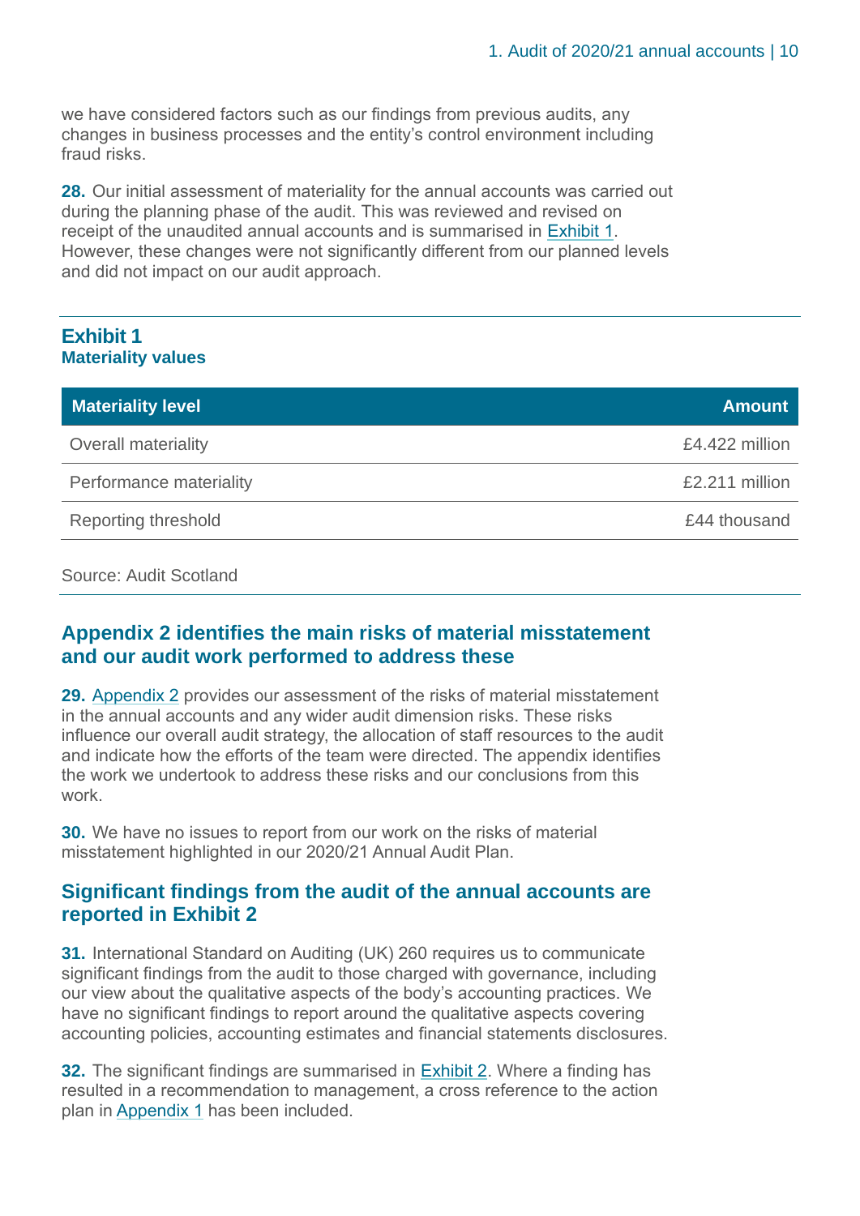we have considered factors such as our findings from previous audits, any changes in business processes and the entity's control environment including fraud risks.

**28.** Our initial assessment of materiality for the annual accounts was carried out during the planning phase of the audit. This was reviewed and revised on receipt of the unaudited annual accounts and is summarised in Exhibit 1. However, these changes were not significantly different from our planned levels and did not impact on our audit approach.

**Exhibit 1**
**Materiality values**

| Materiality level | Amount |
|---|---|
| Overall materiality | £4.422 million |
| Performance materiality | £2.211 million |
| Reporting threshold | £44 thousand |

Source: Audit Scotland

## Appendix 2 identifies the main risks of material misstatement and our audit work performed to address these

**29.** Appendix 2 provides our assessment of the risks of material misstatement in the annual accounts and any wider audit dimension risks. These risks influence our overall audit strategy, the allocation of staff resources to the audit and indicate how the efforts of the team were directed. The appendix identifies the work we undertook to address these risks and our conclusions from this work.

**30.** We have no issues to report from our work on the risks of material misstatement highlighted in our 2020/21 Annual Audit Plan.

## Significant findings from the audit of the annual accounts are reported in Exhibit 2

**31.** International Standard on Auditing (UK) 260 requires us to communicate significant findings from the audit to those charged with governance, including our view about the qualitative aspects of the body's accounting practices. We have no significant findings to report around the qualitative aspects covering accounting policies, accounting estimates and financial statements disclosures.

**32.** The significant findings are summarised in Exhibit 2. Where a finding has resulted in a recommendation to management, a cross reference to the action plan in Appendix 1 has been included.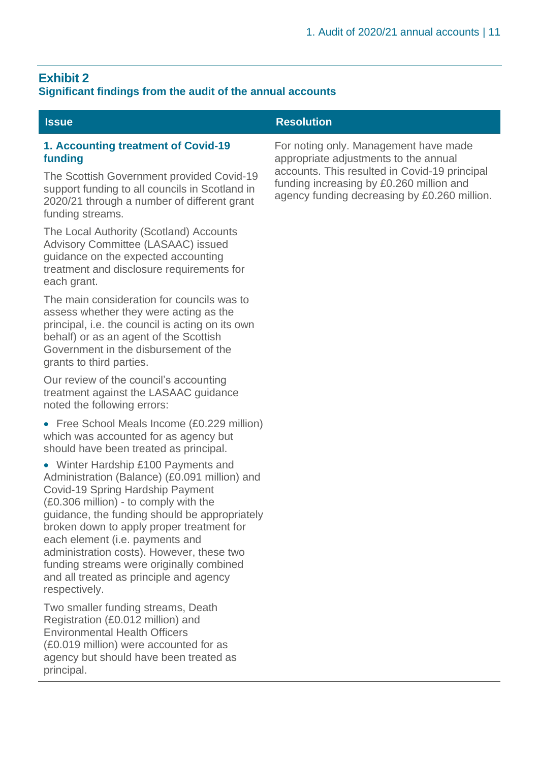## Exhibit 2
### Significant findings from the audit of the annual accounts

| Issue | Resolution |
| --- | --- |
| **1. Accounting treatment of Covid-19 funding**<br><br>The Scottish Government provided Covid-19 support funding to all councils in Scotland in 2020/21 through a number of different grant funding streams.<br><br>The Local Authority (Scotland) Accounts Advisory Committee (LASAAC) issued guidance on the expected accounting treatment and disclosure requirements for each grant.<br><br>The main consideration for councils was to assess whether they were acting as the principal, i.e. the council is acting on its own behalf) or as an agent of the Scottish Government in the disbursement of the grants to third parties.<br><br>Our review of the council's accounting treatment against the LASAAC guidance noted the following errors:<br><br>• Free School Meals Income (£0.229 million) which was accounted for as agency but should have been treated as principal.<br><br>• Winter Hardship £100 Payments and Administration (Balance) (£0.091 million) and Covid-19 Spring Hardship Payment (£0.306 million) - to comply with the guidance, the funding should be appropriately broken down to apply proper treatment for each element (i.e. payments and administration costs). However, these two funding streams were originally combined and all treated as principle and agency respectively.<br><br>Two smaller funding streams, Death Registration (£0.012 million) and Environmental Health Officers (£0.019 million) were accounted for as agency but should have been treated as principal. | For noting only. Management have made appropriate adjustments to the annual accounts. This resulted in Covid-19 principal funding increasing by £0.260 million and agency funding decreasing by £0.260 million. |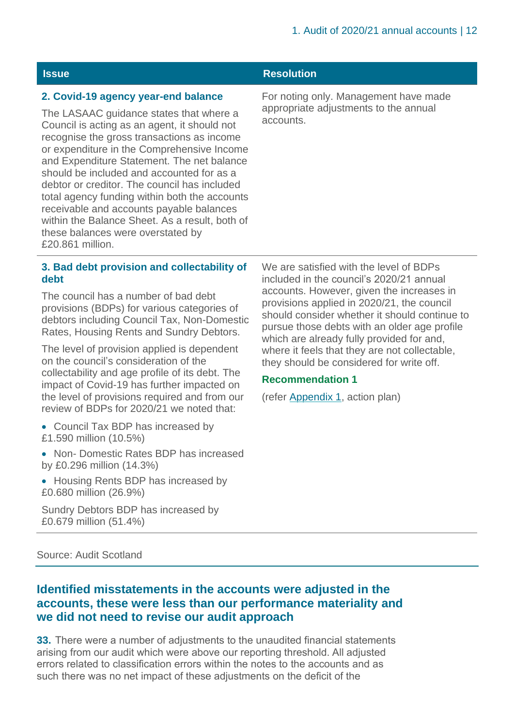| Issue | Resolution |
| --- | --- |
| **2. Covid-19 agency year-end balance**<br><br>The LASAAC guidance states that where a Council is acting as an agent, it should not recognise the gross transactions as income or expenditure in the Comprehensive Income and Expenditure Statement. The net balance should be included and accounted for as a debtor or creditor. The council has included total agency funding within both the accounts receivable and accounts payable balances within the Balance Sheet. As a result, both of these balances were overstated by £20.861 million. | For noting only. Management have made appropriate adjustments to the annual accounts. |
| **3. Bad debt provision and collectability of debt**<br><br>The council has a number of bad debt provisions (BDPs) for various categories of debtors including Council Tax, Non-Domestic Rates, Housing Rents and Sundry Debtors.<br><br>The level of provision applied is dependent on the council's consideration of the collectability and age profile of its debt. The impact of Covid-19 has further impacted on the level of provisions required and from our review of BDPs for 2020/21 we noted that:<br><br>• Council Tax BDP has increased by £1.590 million (10.5%)<br><br>• Non- Domestic Rates BDP has increased by £0.296 million (14.3%)<br><br>• Housing Rents BDP has increased by £0.680 million (26.9%)<br><br>Sundry Debtors BDP has increased by £0.679 million (51.4%) | We are satisfied with the level of BDPs included in the council's 2020/21 annual accounts. However, given the increases in provisions applied in 2020/21, the council should consider whether it should continue to pursue those debts with an older age profile which are already fully provided for and, where it feels that they are not collectable, they should be considered for write off.<br><br>**Recommendation 1**<br><br>(refer Appendix 1, action plan) |

Source: Audit Scotland

## Identified misstatements in the accounts were adjusted in the accounts, these were less than our performance materiality and we did not need to revise our audit approach

**33.** There were a number of adjustments to the unaudited financial statements arising from our audit which were above our reporting threshold. All adjusted errors related to classification errors within the notes to the accounts and as such there was no net impact of these adjustments on the deficit of the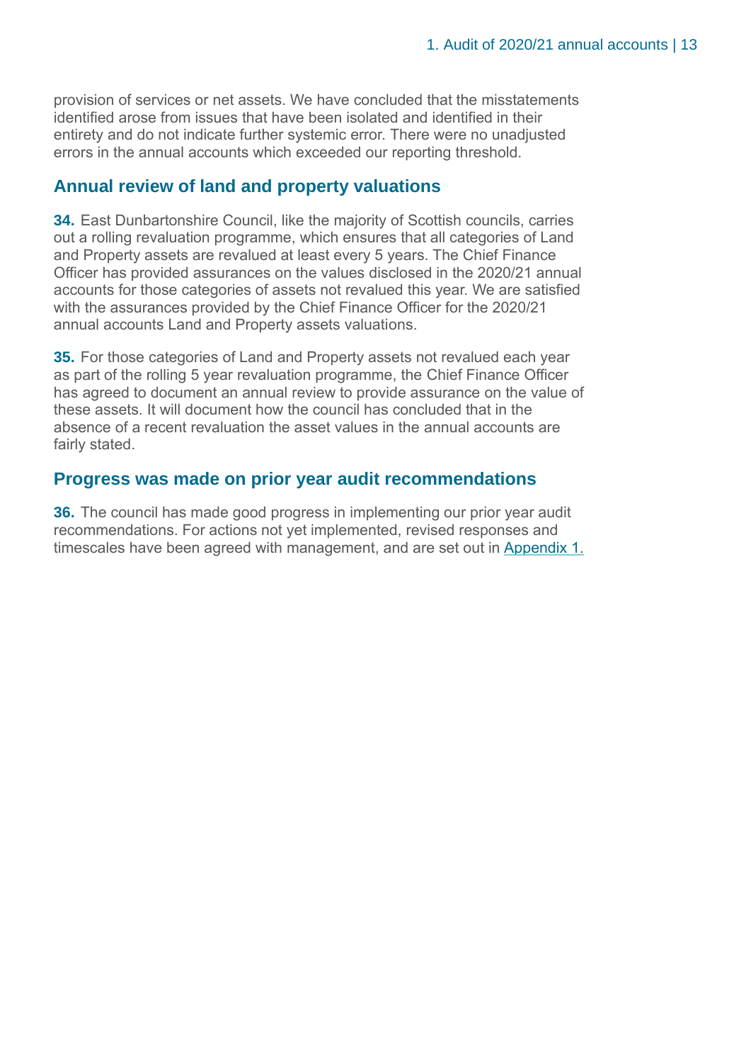provision of services or net assets. We have concluded that the misstatements identified arose from issues that have been isolated and identified in their entirety and do not indicate further systemic error. There were no unadjusted errors in the annual accounts which exceeded our reporting threshold.

## Annual review of land and property valuations

**34.** East Dunbartonshire Council, like the majority of Scottish councils, carries out a rolling revaluation programme, which ensures that all categories of Land and Property assets are revalued at least every 5 years. The Chief Finance Officer has provided assurances on the values disclosed in the 2020/21 annual accounts for those categories of assets not revalued this year. We are satisfied with the assurances provided by the Chief Finance Officer for the 2020/21 annual accounts Land and Property assets valuations.

**35.** For those categories of Land and Property assets not revalued each year as part of the rolling 5 year revaluation programme, the Chief Finance Officer has agreed to document an annual review to provide assurance on the value of these assets. It will document how the council has concluded that in the absence of a recent revaluation the asset values in the annual accounts are fairly stated.

## Progress was made on prior year audit recommendations

**36.** The council has made good progress in implementing our prior year audit recommendations. For actions not yet implemented, revised responses and timescales have been agreed with management, and are set out in Appendix 1.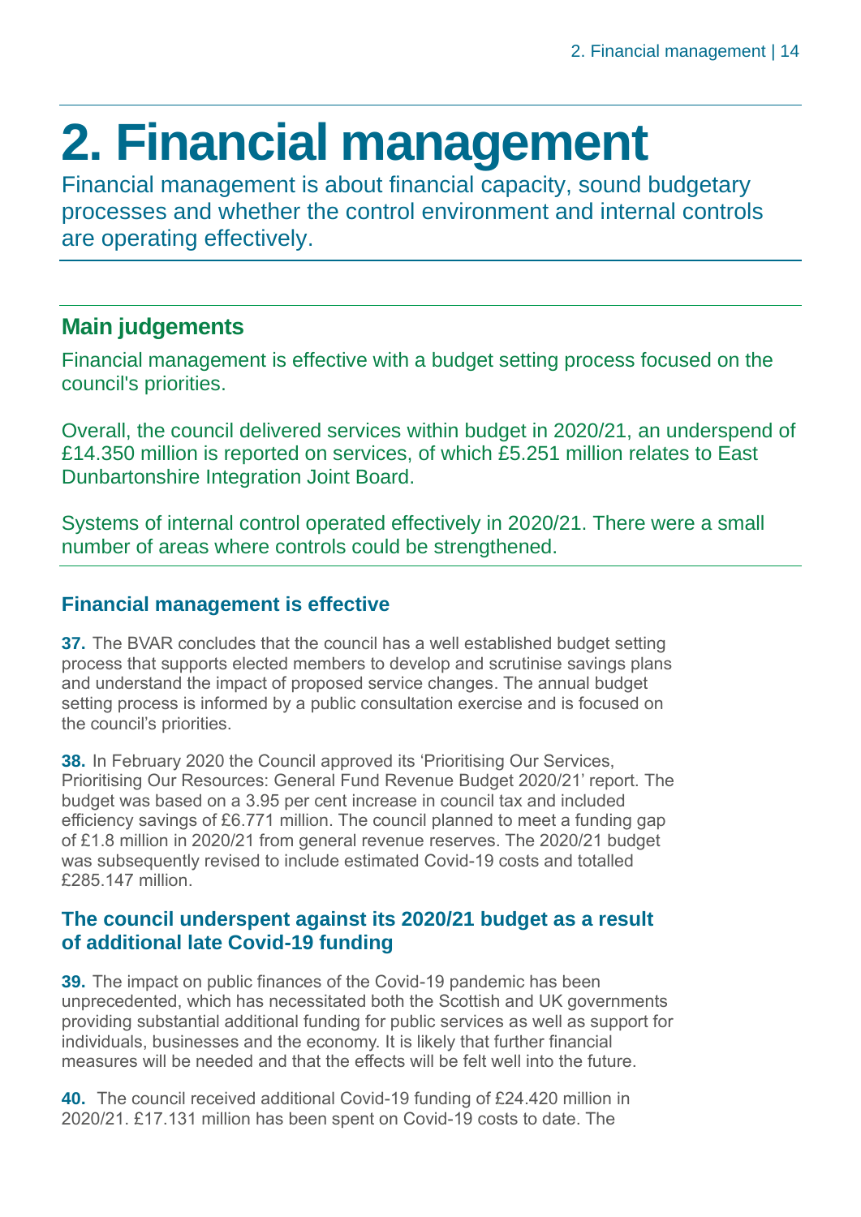# 2. Financial management

Financial management is about financial capacity, sound budgetary processes and whether the control environment and internal controls are operating effectively.

## Main judgements

Financial management is effective with a budget setting process focused on the council's priorities.

Overall, the council delivered services within budget in 2020/21, an underspend of £14.350 million is reported on services, of which £5.251 million relates to East Dunbartonshire Integration Joint Board.

Systems of internal control operated effectively in 2020/21. There were a small number of areas where controls could be strengthened.

### Financial management is effective

**37.** The BVAR concludes that the council has a well established budget setting process that supports elected members to develop and scrutinise savings plans and understand the impact of proposed service changes. The annual budget setting process is informed by a public consultation exercise and is focused on the council's priorities.

**38.** In February 2020 the Council approved its 'Prioritising Our Services, Prioritising Our Resources: General Fund Revenue Budget 2020/21' report. The budget was based on a 3.95 per cent increase in council tax and included efficiency savings of £6.771 million. The council planned to meet a funding gap of £1.8 million in 2020/21 from general revenue reserves. The 2020/21 budget was subsequently revised to include estimated Covid-19 costs and totalled £285.147 million.

### The council underspent against its 2020/21 budget as a result of additional late Covid-19 funding

**39.** The impact on public finances of the Covid-19 pandemic has been unprecedented, which has necessitated both the Scottish and UK governments providing substantial additional funding for public services as well as support for individuals, businesses and the economy. It is likely that further financial measures will be needed and that the effects will be felt well into the future.

**40.** The council received additional Covid-19 funding of £24.420 million in 2020/21. £17.131 million has been spent on Covid-19 costs to date. The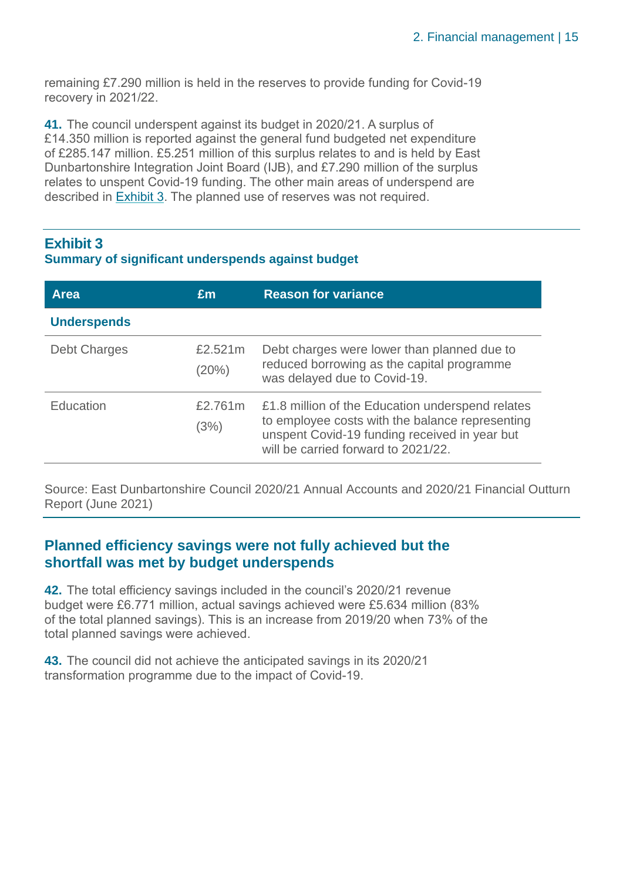remaining £7.290 million is held in the reserves to provide funding for Covid-19 recovery in 2021/22.

**41.** The council underspent against its budget in 2020/21. A surplus of £14.350 million is reported against the general fund budgeted net expenditure of £285.147 million. £5.251 million of this surplus relates to and is held by East Dunbartonshire Integration Joint Board (IJB), and £7.290 million of the surplus relates to unspent Covid-19 funding. The other main areas of underspend are described in Exhibit 3. The planned use of reserves was not required.

### Exhibit 3
**Summary of significant underspends against budget**

| Area | £m | Reason for variance |
|---|---|---|
| **Underspends** | | |
| Debt Charges | £2.521m (20%) | Debt charges were lower than planned due to reduced borrowing as the capital programme was delayed due to Covid-19. |
| Education | £2.761m (3%) | £1.8 million of the Education underspend relates to employee costs with the balance representing unspent Covid-19 funding received in year but will be carried forward to 2021/22. |

Source: East Dunbartonshire Council 2020/21 Annual Accounts and 2020/21 Financial Outturn Report (June 2021)

## Planned efficiency savings were not fully achieved but the shortfall was met by budget underspends

**42.** The total efficiency savings included in the council's 2020/21 revenue budget were £6.771 million, actual savings achieved were £5.634 million (83% of the total planned savings). This is an increase from 2019/20 when 73% of the total planned savings were achieved.

**43.** The council did not achieve the anticipated savings in its 2020/21 transformation programme due to the impact of Covid-19.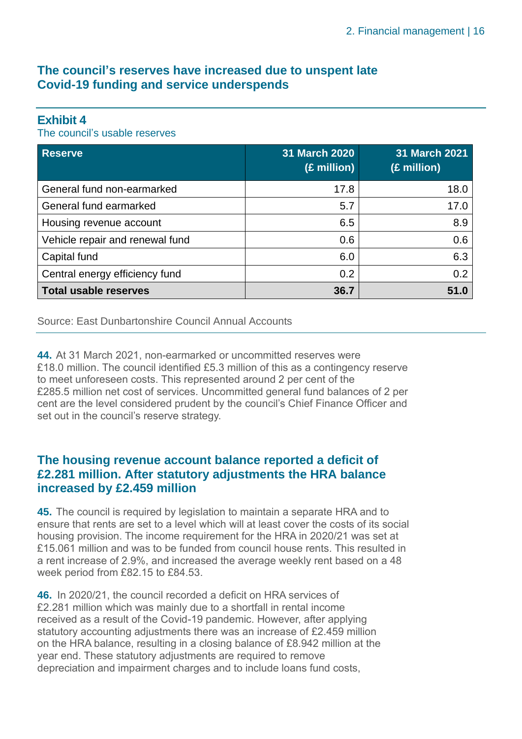## The council's reserves have increased due to unspent late Covid-19 funding and service underspends

**Exhibit 4**
The council's usable reserves

| Reserve | 31 March 2020 (£ million) | 31 March 2021 (£ million) |
|---|---|---|
| General fund non-earmarked | 17.8 | 18.0 |
| General fund earmarked | 5.7 | 17.0 |
| Housing revenue account | 6.5 | 8.9 |
| Vehicle repair and renewal fund | 0.6 | 0.6 |
| Capital fund | 6.0 | 6.3 |
| Central energy efficiency fund | 0.2 | 0.2 |
| **Total usable reserves** | **36.7** | **51.0** |

Source: East Dunbartonshire Council Annual Accounts

**44.** At 31 March 2021, non-earmarked or uncommitted reserves were £18.0 million. The council identified £5.3 million of this as a contingency reserve to meet unforeseen costs. This represented around 2 per cent of the £285.5 million net cost of services. Uncommitted general fund balances of 2 per cent are the level considered prudent by the council's Chief Finance Officer and set out in the council's reserve strategy.

## The housing revenue account balance reported a deficit of £2.281 million. After statutory adjustments the HRA balance increased by £2.459 million

**45.** The council is required by legislation to maintain a separate HRA and to ensure that rents are set to a level which will at least cover the costs of its social housing provision. The income requirement for the HRA in 2020/21 was set at £15.061 million and was to be funded from council house rents. This resulted in a rent increase of 2.9%, and increased the average weekly rent based on a 48 week period from £82.15 to £84.53.

**46.** In 2020/21, the council recorded a deficit on HRA services of £2.281 million which was mainly due to a shortfall in rental income received as a result of the Covid-19 pandemic. However, after applying statutory accounting adjustments there was an increase of £2.459 million on the HRA balance, resulting in a closing balance of £8.942 million at the year end. These statutory adjustments are required to remove depreciation and impairment charges and to include loans fund costs,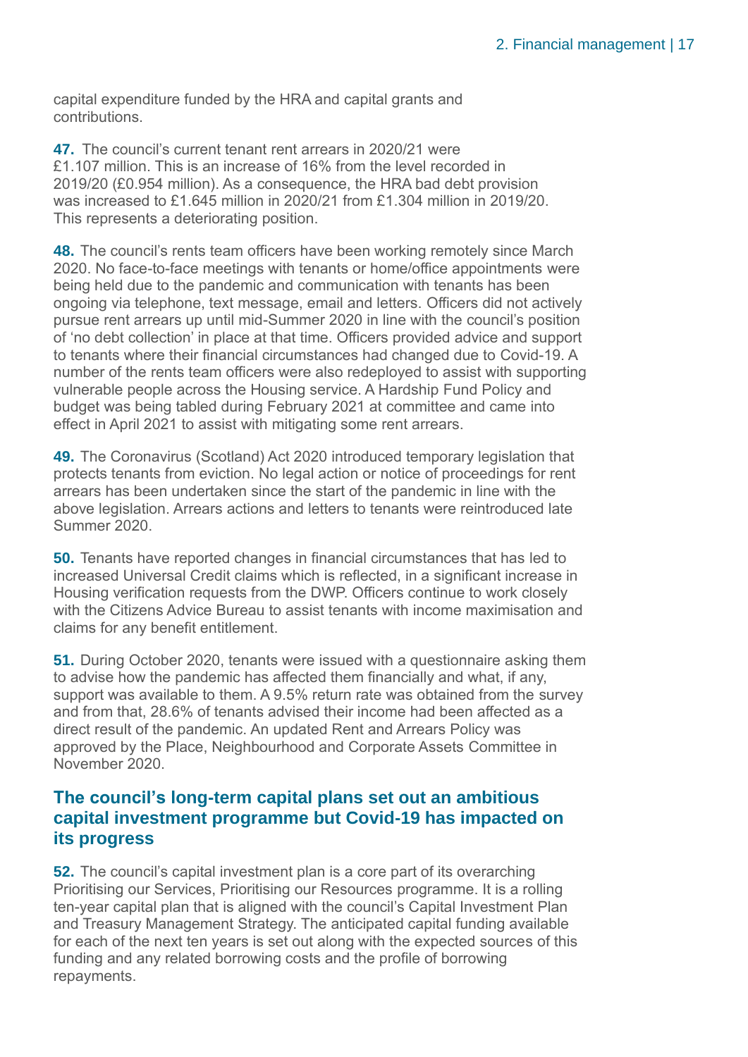capital expenditure funded by the HRA and capital grants and contributions.

**47.** The council's current tenant rent arrears in 2020/21 were £1.107 million. This is an increase of 16% from the level recorded in 2019/20 (£0.954 million). As a consequence, the HRA bad debt provision was increased to £1.645 million in 2020/21 from £1.304 million in 2019/20. This represents a deteriorating position.

**48.** The council's rents team officers have been working remotely since March 2020. No face-to-face meetings with tenants or home/office appointments were being held due to the pandemic and communication with tenants has been ongoing via telephone, text message, email and letters. Officers did not actively pursue rent arrears up until mid-Summer 2020 in line with the council's position of 'no debt collection' in place at that time. Officers provided advice and support to tenants where their financial circumstances had changed due to Covid-19. A number of the rents team officers were also redeployed to assist with supporting vulnerable people across the Housing service. A Hardship Fund Policy and budget was being tabled during February 2021 at committee and came into effect in April 2021 to assist with mitigating some rent arrears.

**49.** The Coronavirus (Scotland) Act 2020 introduced temporary legislation that protects tenants from eviction. No legal action or notice of proceedings for rent arrears has been undertaken since the start of the pandemic in line with the above legislation. Arrears actions and letters to tenants were reintroduced late Summer 2020.

**50.** Tenants have reported changes in financial circumstances that has led to increased Universal Credit claims which is reflected, in a significant increase in Housing verification requests from the DWP. Officers continue to work closely with the Citizens Advice Bureau to assist tenants with income maximisation and claims for any benefit entitlement.

**51.** During October 2020, tenants were issued with a questionnaire asking them to advise how the pandemic has affected them financially and what, if any, support was available to them. A 9.5% return rate was obtained from the survey and from that, 28.6% of tenants advised their income had been affected as a direct result of the pandemic. An updated Rent and Arrears Policy was approved by the Place, Neighbourhood and Corporate Assets Committee in November 2020.

## The council's long-term capital plans set out an ambitious capital investment programme but Covid-19 has impacted on its progress

**52.** The council's capital investment plan is a core part of its overarching Prioritising our Services, Prioritising our Resources programme. It is a rolling ten-year capital plan that is aligned with the council's Capital Investment Plan and Treasury Management Strategy. The anticipated capital funding available for each of the next ten years is set out along with the expected sources of this funding and any related borrowing costs and the profile of borrowing repayments.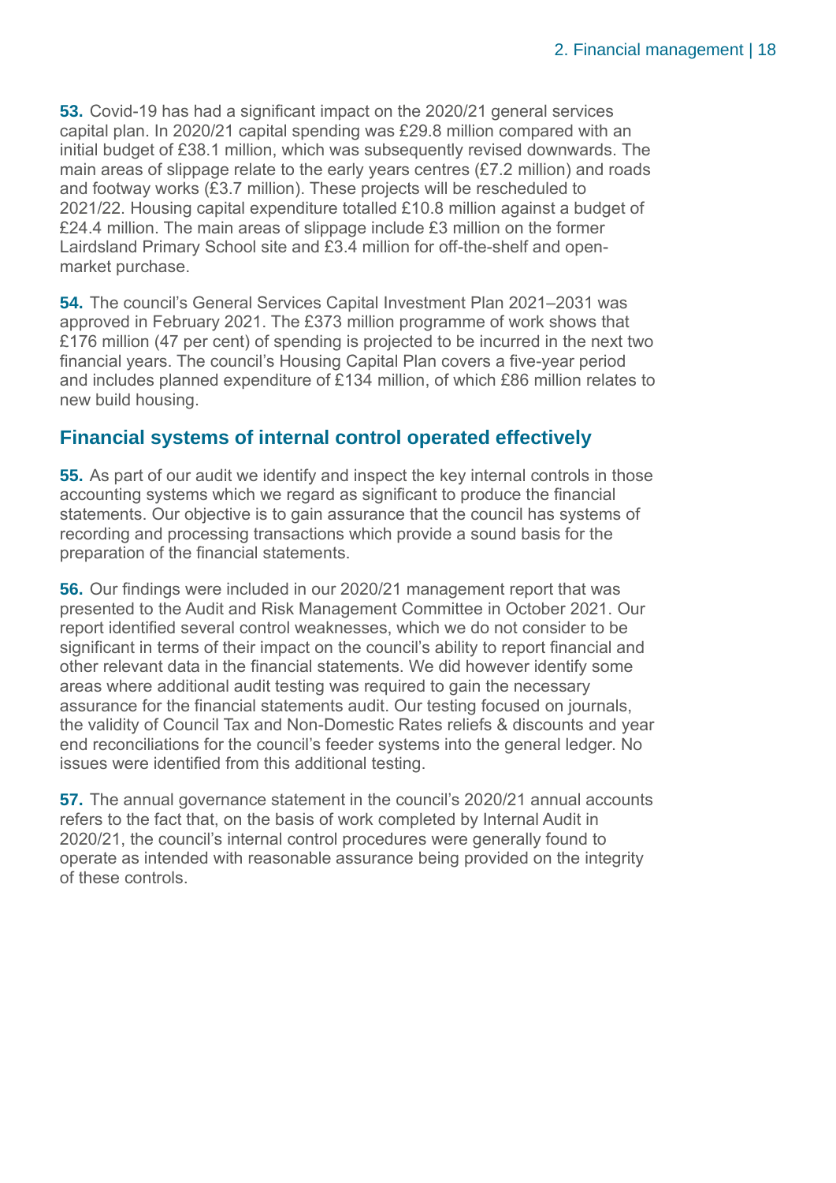**53.** Covid-19 has had a significant impact on the 2020/21 general services capital plan. In 2020/21 capital spending was £29.8 million compared with an initial budget of £38.1 million, which was subsequently revised downwards. The main areas of slippage relate to the early years centres (£7.2 million) and roads and footway works (£3.7 million). These projects will be rescheduled to 2021/22. Housing capital expenditure totalled £10.8 million against a budget of £24.4 million. The main areas of slippage include £3 million on the former Lairdsland Primary School site and £3.4 million for off-the-shelf and open-market purchase.

**54.** The council's General Services Capital Investment Plan 2021–2031 was approved in February 2021. The £373 million programme of work shows that £176 million (47 per cent) of spending is projected to be incurred in the next two financial years. The council's Housing Capital Plan covers a five-year period and includes planned expenditure of £134 million, of which £86 million relates to new build housing.

## Financial systems of internal control operated effectively

**55.** As part of our audit we identify and inspect the key internal controls in those accounting systems which we regard as significant to produce the financial statements. Our objective is to gain assurance that the council has systems of recording and processing transactions which provide a sound basis for the preparation of the financial statements.

**56.** Our findings were included in our 2020/21 management report that was presented to the Audit and Risk Management Committee in October 2021. Our report identified several control weaknesses, which we do not consider to be significant in terms of their impact on the council's ability to report financial and other relevant data in the financial statements. We did however identify some areas where additional audit testing was required to gain the necessary assurance for the financial statements audit. Our testing focused on journals, the validity of Council Tax and Non-Domestic Rates reliefs & discounts and year end reconciliations for the council's feeder systems into the general ledger. No issues were identified from this additional testing.

**57.** The annual governance statement in the council's 2020/21 annual accounts refers to the fact that, on the basis of work completed by Internal Audit in 2020/21, the council's internal control procedures were generally found to operate as intended with reasonable assurance being provided on the integrity of these controls.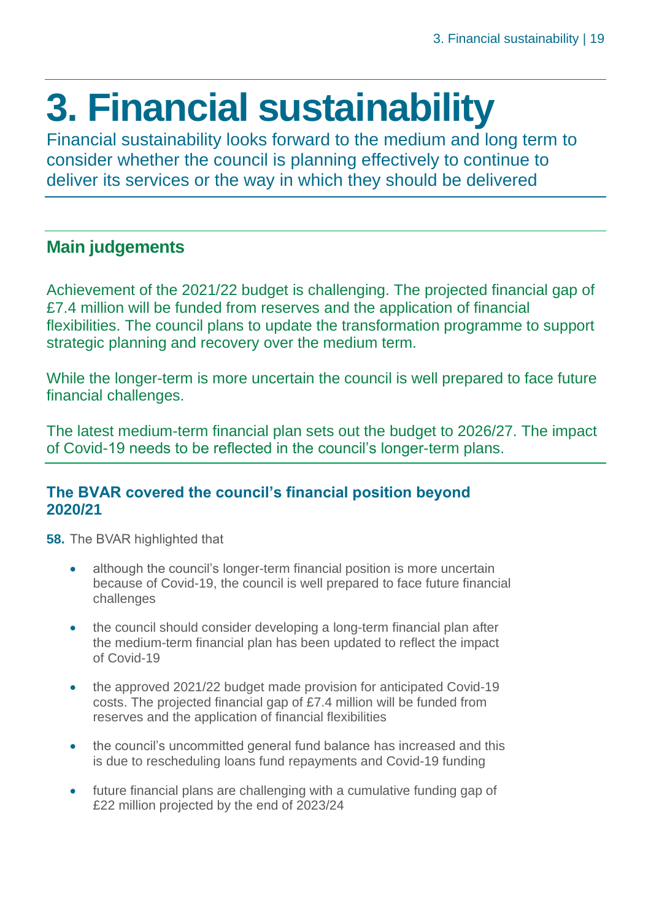# 3. Financial sustainability

Financial sustainability looks forward to the medium and long term to consider whether the council is planning effectively to continue to deliver its services or the way in which they should be delivered

## Main judgements

Achievement of the 2021/22 budget is challenging. The projected financial gap of £7.4 million will be funded from reserves and the application of financial flexibilities. The council plans to update the transformation programme to support strategic planning and recovery over the medium term.

While the longer-term is more uncertain the council is well prepared to face future financial challenges.

The latest medium-term financial plan sets out the budget to 2026/27. The impact of Covid-19 needs to be reflected in the council's longer-term plans.

### The BVAR covered the council's financial position beyond 2020/21

**58.** The BVAR highlighted that

- although the council's longer-term financial position is more uncertain because of Covid-19, the council is well prepared to face future financial challenges
- the council should consider developing a long-term financial plan after the medium-term financial plan has been updated to reflect the impact of Covid-19
- the approved 2021/22 budget made provision for anticipated Covid-19 costs. The projected financial gap of £7.4 million will be funded from reserves and the application of financial flexibilities
- the council's uncommitted general fund balance has increased and this is due to rescheduling loans fund repayments and Covid-19 funding
- future financial plans are challenging with a cumulative funding gap of £22 million projected by the end of 2023/24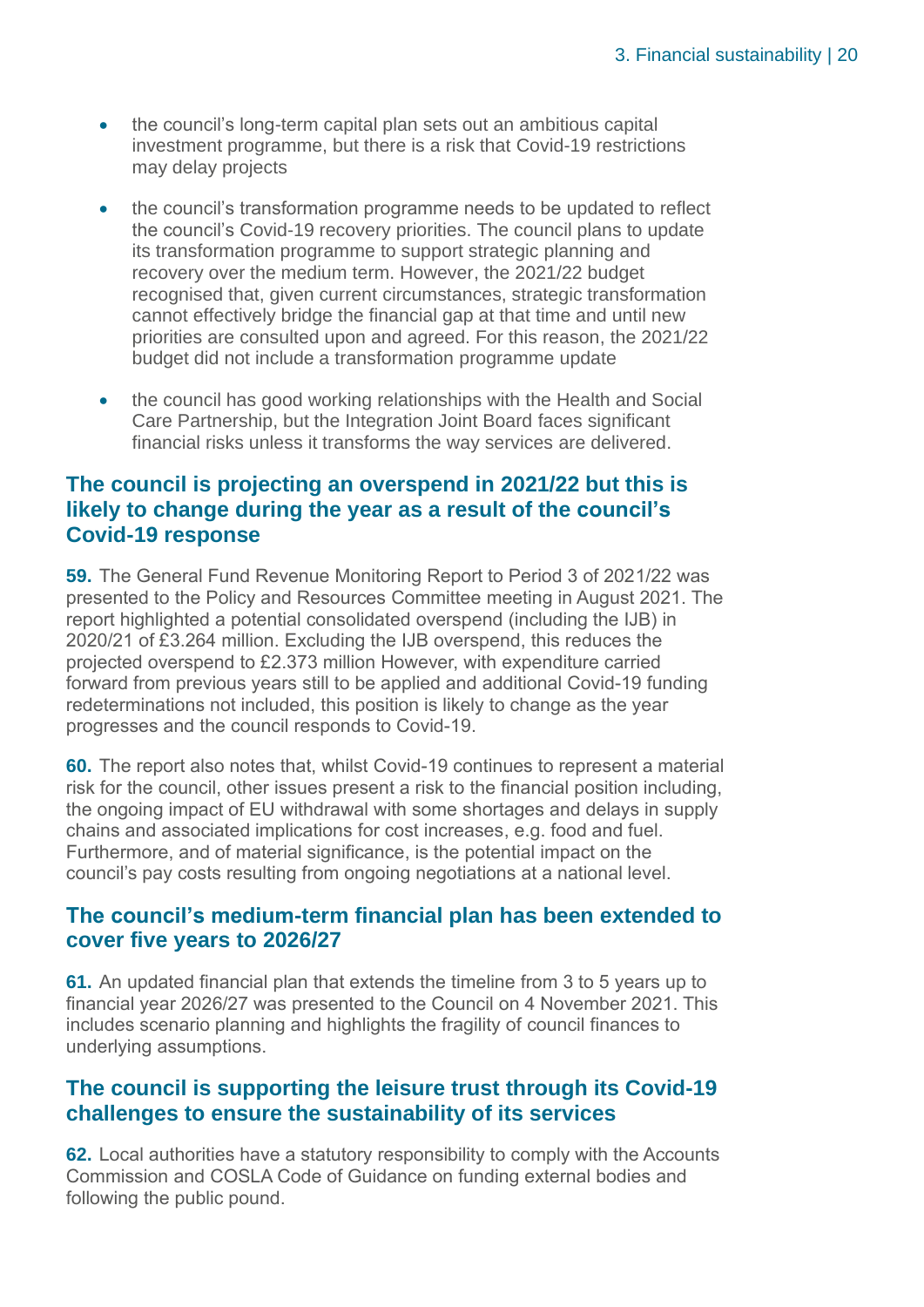- the council's long-term capital plan sets out an ambitious capital investment programme, but there is a risk that Covid-19 restrictions may delay projects
- the council's transformation programme needs to be updated to reflect the council's Covid-19 recovery priorities. The council plans to update its transformation programme to support strategic planning and recovery over the medium term. However, the 2021/22 budget recognised that, given current circumstances, strategic transformation cannot effectively bridge the financial gap at that time and until new priorities are consulted upon and agreed. For this reason, the 2021/22 budget did not include a transformation programme update
- the council has good working relationships with the Health and Social Care Partnership, but the Integration Joint Board faces significant financial risks unless it transforms the way services are delivered.

### The council is projecting an overspend in 2021/22 but this is likely to change during the year as a result of the council's Covid-19 response

**59.** The General Fund Revenue Monitoring Report to Period 3 of 2021/22 was presented to the Policy and Resources Committee meeting in August 2021. The report highlighted a potential consolidated overspend (including the IJB) in 2020/21 of £3.264 million. Excluding the IJB overspend, this reduces the projected overspend to £2.373 million However, with expenditure carried forward from previous years still to be applied and additional Covid-19 funding redeterminations not included, this position is likely to change as the year progresses and the council responds to Covid-19.

**60.** The report also notes that, whilst Covid-19 continues to represent a material risk for the council, other issues present a risk to the financial position including, the ongoing impact of EU withdrawal with some shortages and delays in supply chains and associated implications for cost increases, e.g. food and fuel. Furthermore, and of material significance, is the potential impact on the council's pay costs resulting from ongoing negotiations at a national level.

### The council's medium-term financial plan has been extended to cover five years to 2026/27

**61.** An updated financial plan that extends the timeline from 3 to 5 years up to financial year 2026/27 was presented to the Council on 4 November 2021. This includes scenario planning and highlights the fragility of council finances to underlying assumptions.

### The council is supporting the leisure trust through its Covid-19 challenges to ensure the sustainability of its services

**62.** Local authorities have a statutory responsibility to comply with the Accounts Commission and COSLA Code of Guidance on funding external bodies and following the public pound.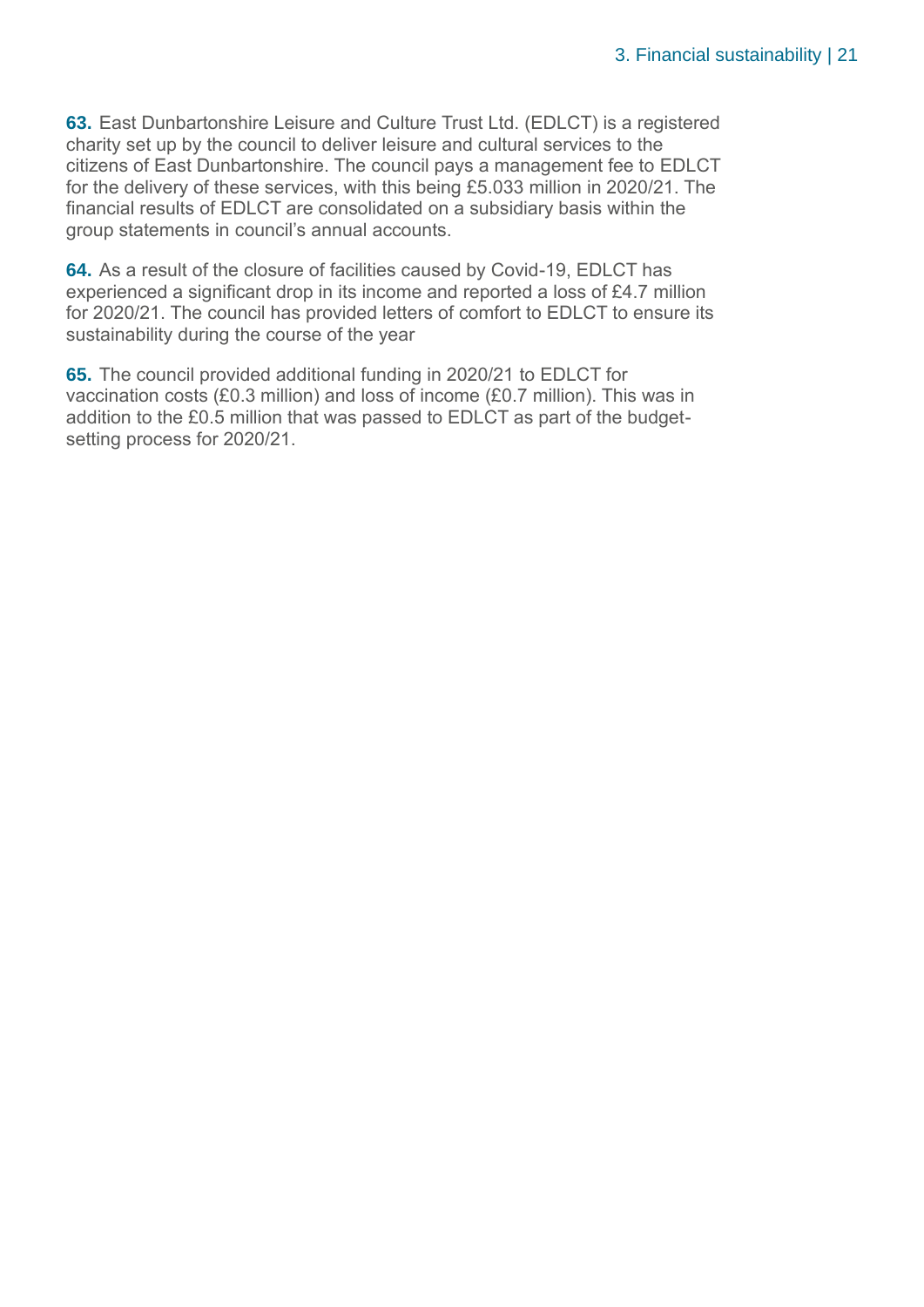**63.** East Dunbartonshire Leisure and Culture Trust Ltd. (EDLCT) is a registered charity set up by the council to deliver leisure and cultural services to the citizens of East Dunbartonshire. The council pays a management fee to EDLCT for the delivery of these services, with this being £5.033 million in 2020/21. The financial results of EDLCT are consolidated on a subsidiary basis within the group statements in council's annual accounts.

**64.** As a result of the closure of facilities caused by Covid-19, EDLCT has experienced a significant drop in its income and reported a loss of £4.7 million for 2020/21. The council has provided letters of comfort to EDLCT to ensure its sustainability during the course of the year

**65.** The council provided additional funding in 2020/21 to EDLCT for vaccination costs (£0.3 million) and loss of income (£0.7 million). This was in addition to the £0.5 million that was passed to EDLCT as part of the budget-setting process for 2020/21.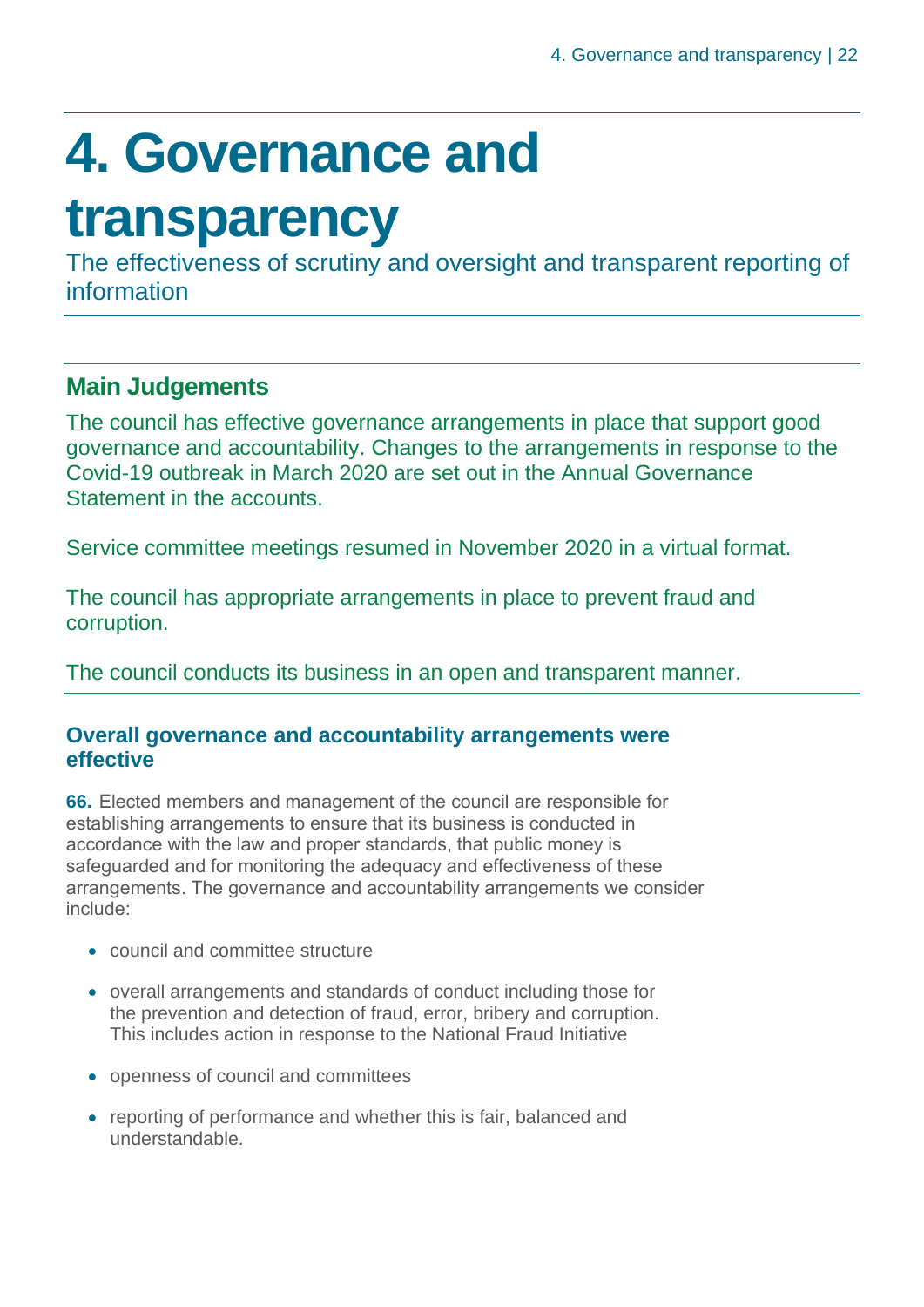# 4. Governance and transparency

The effectiveness of scrutiny and oversight and transparent reporting of information

## Main Judgements

The council has effective governance arrangements in place that support good governance and accountability. Changes to the arrangements in response to the Covid-19 outbreak in March 2020 are set out in the Annual Governance Statement in the accounts.

Service committee meetings resumed in November 2020 in a virtual format.

The council has appropriate arrangements in place to prevent fraud and corruption.

The council conducts its business in an open and transparent manner.

### Overall governance and accountability arrangements were effective

**66.** Elected members and management of the council are responsible for establishing arrangements to ensure that its business is conducted in accordance with the law and proper standards, that public money is safeguarded and for monitoring the adequacy and effectiveness of these arrangements. The governance and accountability arrangements we consider include:

- council and committee structure
- overall arrangements and standards of conduct including those for the prevention and detection of fraud, error, bribery and corruption. This includes action in response to the National Fraud Initiative
- openness of council and committees
- reporting of performance and whether this is fair, balanced and understandable.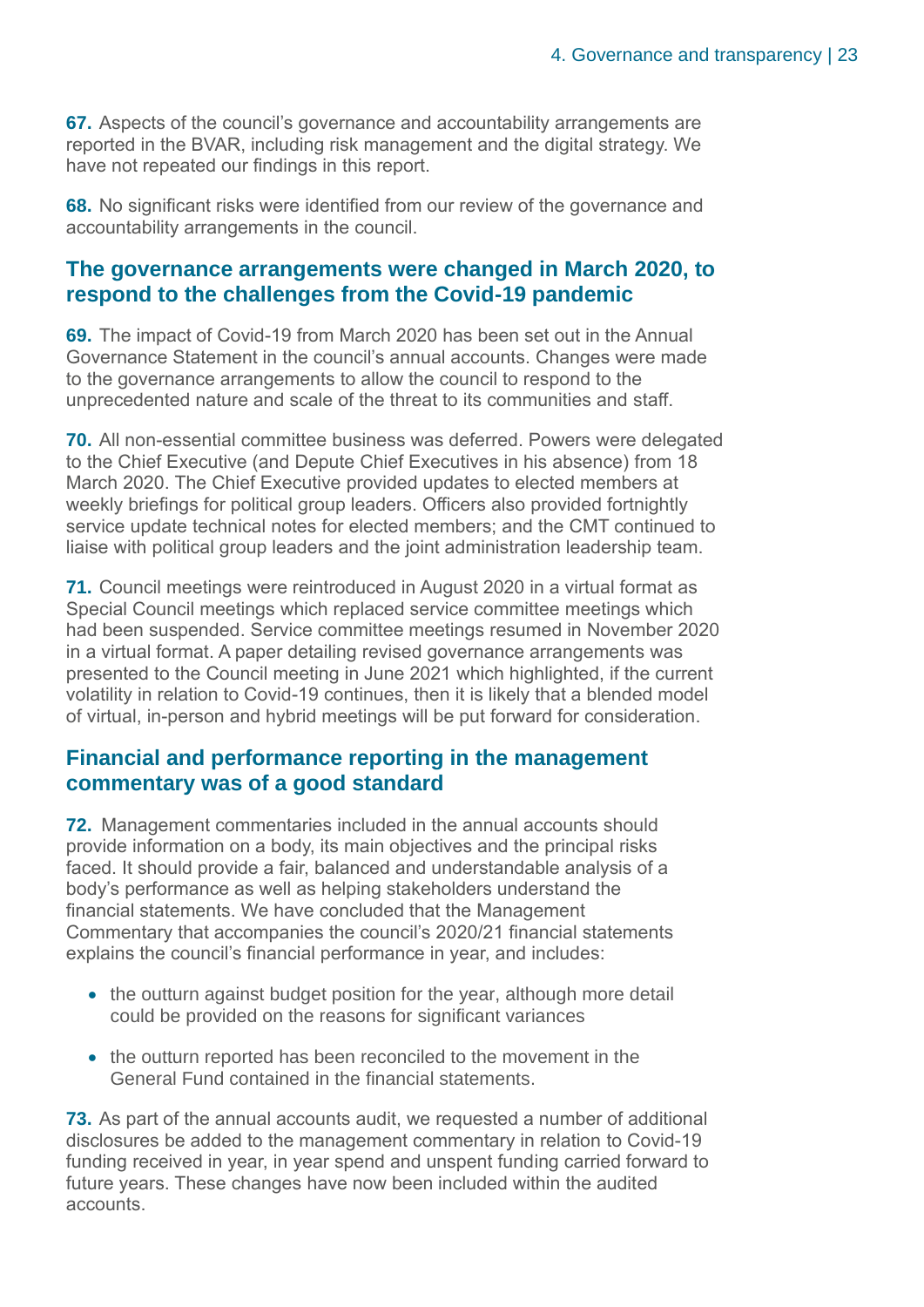**67.** Aspects of the council's governance and accountability arrangements are reported in the BVAR, including risk management and the digital strategy. We have not repeated our findings in this report.

**68.** No significant risks were identified from our review of the governance and accountability arrangements in the council.

## The governance arrangements were changed in March 2020, to respond to the challenges from the Covid-19 pandemic

**69.** The impact of Covid-19 from March 2020 has been set out in the Annual Governance Statement in the council's annual accounts. Changes were made to the governance arrangements to allow the council to respond to the unprecedented nature and scale of the threat to its communities and staff.

**70.** All non-essential committee business was deferred. Powers were delegated to the Chief Executive (and Depute Chief Executives in his absence) from 18 March 2020. The Chief Executive provided updates to elected members at weekly briefings for political group leaders. Officers also provided fortnightly service update technical notes for elected members; and the CMT continued to liaise with political group leaders and the joint administration leadership team.

**71.** Council meetings were reintroduced in August 2020 in a virtual format as Special Council meetings which replaced service committee meetings which had been suspended. Service committee meetings resumed in November 2020 in a virtual format. A paper detailing revised governance arrangements was presented to the Council meeting in June 2021 which highlighted, if the current volatility in relation to Covid-19 continues, then it is likely that a blended model of virtual, in-person and hybrid meetings will be put forward for consideration.

## Financial and performance reporting in the management commentary was of a good standard

**72.** Management commentaries included in the annual accounts should provide information on a body, its main objectives and the principal risks faced. It should provide a fair, balanced and understandable analysis of a body's performance as well as helping stakeholders understand the financial statements. We have concluded that the Management Commentary that accompanies the council's 2020/21 financial statements explains the council's financial performance in year, and includes:

- the outturn against budget position for the year, although more detail could be provided on the reasons for significant variances
- the outturn reported has been reconciled to the movement in the General Fund contained in the financial statements.

**73.** As part of the annual accounts audit, we requested a number of additional disclosures be added to the management commentary in relation to Covid-19 funding received in year, in year spend and unspent funding carried forward to future years. These changes have now been included within the audited accounts.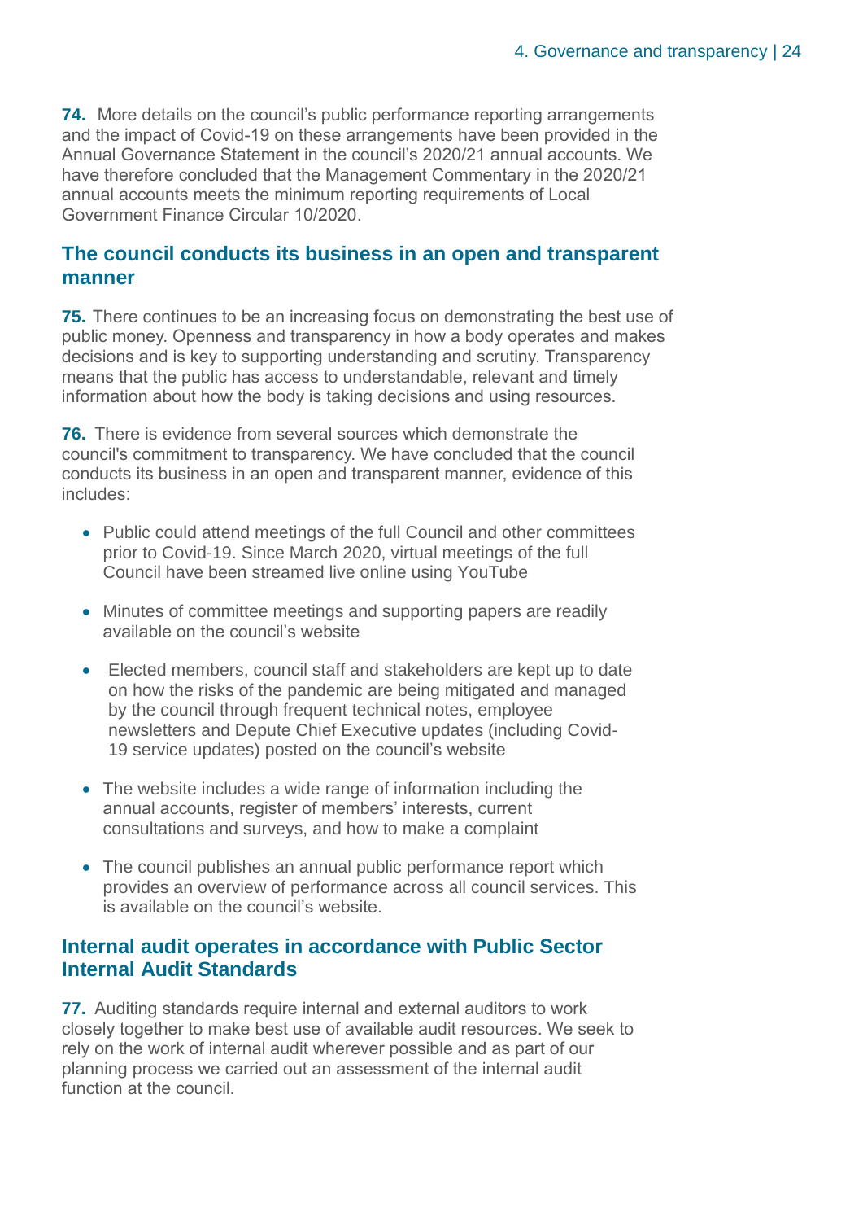**74.** More details on the council's public performance reporting arrangements and the impact of Covid-19 on these arrangements have been provided in the Annual Governance Statement in the council's 2020/21 annual accounts. We have therefore concluded that the Management Commentary in the 2020/21 annual accounts meets the minimum reporting requirements of Local Government Finance Circular 10/2020.

## The council conducts its business in an open and transparent manner

**75.** There continues to be an increasing focus on demonstrating the best use of public money. Openness and transparency in how a body operates and makes decisions and is key to supporting understanding and scrutiny. Transparency means that the public has access to understandable, relevant and timely information about how the body is taking decisions and using resources.

**76.** There is evidence from several sources which demonstrate the council's commitment to transparency. We have concluded that the council conducts its business in an open and transparent manner, evidence of this includes:

- Public could attend meetings of the full Council and other committees prior to Covid-19. Since March 2020, virtual meetings of the full Council have been streamed live online using YouTube
- Minutes of committee meetings and supporting papers are readily available on the council's website
- Elected members, council staff and stakeholders are kept up to date on how the risks of the pandemic are being mitigated and managed by the council through frequent technical notes, employee newsletters and Depute Chief Executive updates (including Covid-19 service updates) posted on the council's website
- The website includes a wide range of information including the annual accounts, register of members' interests, current consultations and surveys, and how to make a complaint
- The council publishes an annual public performance report which provides an overview of performance across all council services. This is available on the council's website.

## Internal audit operates in accordance with Public Sector Internal Audit Standards

**77.** Auditing standards require internal and external auditors to work closely together to make best use of available audit resources. We seek to rely on the work of internal audit wherever possible and as part of our planning process we carried out an assessment of the internal audit function at the council.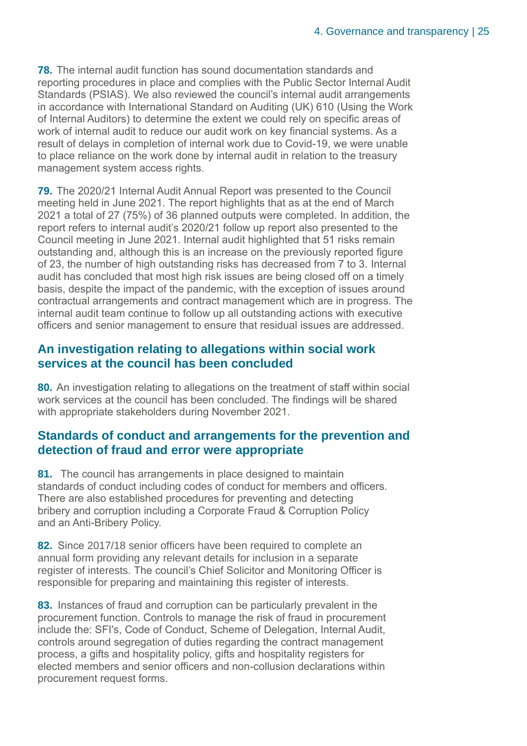**78.** The internal audit function has sound documentation standards and reporting procedures in place and complies with the Public Sector Internal Audit Standards (PSIAS). We also reviewed the council's internal audit arrangements in accordance with International Standard on Auditing (UK) 610 (Using the Work of Internal Auditors) to determine the extent we could rely on specific areas of work of internal audit to reduce our audit work on key financial systems. As a result of delays in completion of internal work due to Covid-19, we were unable to place reliance on the work done by internal audit in relation to the treasury management system access rights.

**79.** The 2020/21 Internal Audit Annual Report was presented to the Council meeting held in June 2021. The report highlights that as at the end of March 2021 a total of 27 (75%) of 36 planned outputs were completed. In addition, the report refers to internal audit's 2020/21 follow up report also presented to the Council meeting in June 2021. Internal audit highlighted that 51 risks remain outstanding and, although this is an increase on the previously reported figure of 23, the number of high outstanding risks has decreased from 7 to 3. Internal audit has concluded that most high risk issues are being closed off on a timely basis, despite the impact of the pandemic, with the exception of issues around contractual arrangements and contract management which are in progress. The internal audit team continue to follow up all outstanding actions with executive officers and senior management to ensure that residual issues are addressed.

## An investigation relating to allegations within social work services at the council has been concluded

**80.** An investigation relating to allegations on the treatment of staff within social work services at the council has been concluded. The findings will be shared with appropriate stakeholders during November 2021.

## Standards of conduct and arrangements for the prevention and detection of fraud and error were appropriate

**81.** The council has arrangements in place designed to maintain standards of conduct including codes of conduct for members and officers. There are also established procedures for preventing and detecting bribery and corruption including a Corporate Fraud & Corruption Policy and an Anti-Bribery Policy.

**82.** Since 2017/18 senior officers have been required to complete an annual form providing any relevant details for inclusion in a separate register of interests. The council's Chief Solicitor and Monitoring Officer is responsible for preparing and maintaining this register of interests.

**83.** Instances of fraud and corruption can be particularly prevalent in the procurement function. Controls to manage the risk of fraud in procurement include the: SFI's, Code of Conduct, Scheme of Delegation, Internal Audit, controls around segregation of duties regarding the contract management process, a gifts and hospitality policy, gifts and hospitality registers for elected members and senior officers and non-collusion declarations within procurement request forms.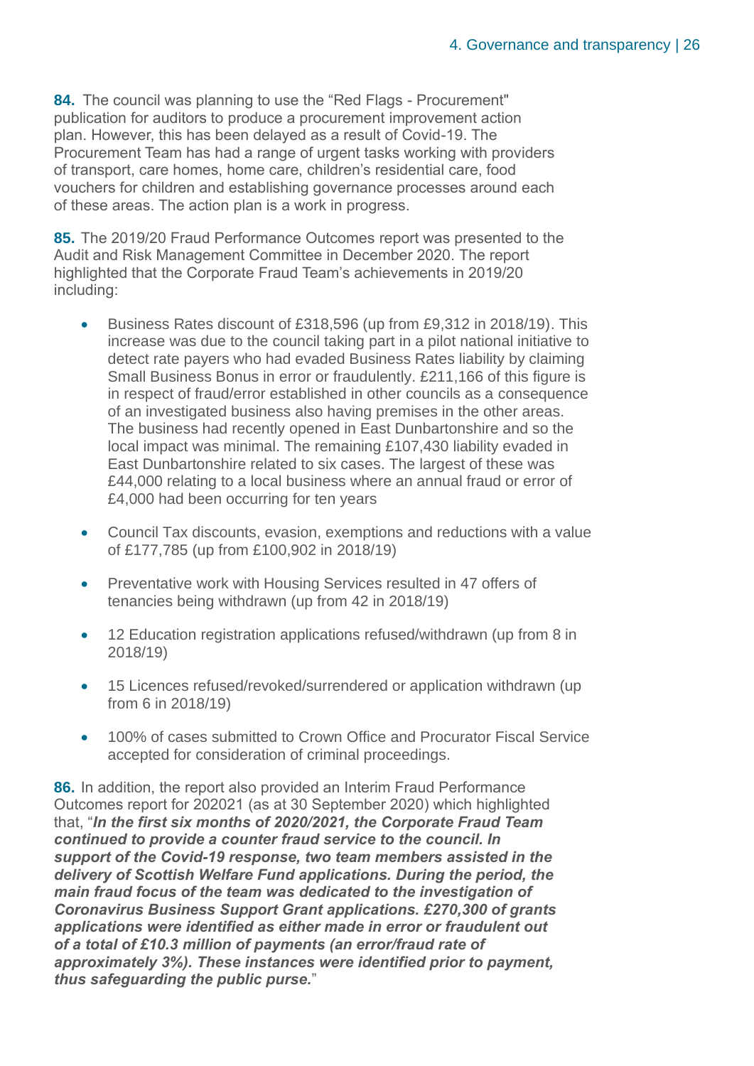**84.** The council was planning to use the "Red Flags - Procurement" publication for auditors to produce a procurement improvement action plan. However, this has been delayed as a result of Covid-19. The Procurement Team has had a range of urgent tasks working with providers of transport, care homes, home care, children's residential care, food vouchers for children and establishing governance processes around each of these areas. The action plan is a work in progress.

**85.** The 2019/20 Fraud Performance Outcomes report was presented to the Audit and Risk Management Committee in December 2020. The report highlighted that the Corporate Fraud Team's achievements in 2019/20 including:

- Business Rates discount of £318,596 (up from £9,312 in 2018/19). This increase was due to the council taking part in a pilot national initiative to detect rate payers who had evaded Business Rates liability by claiming Small Business Bonus in error or fraudulently. £211,166 of this figure is in respect of fraud/error established in other councils as a consequence of an investigated business also having premises in the other areas. The business had recently opened in East Dunbartonshire and so the local impact was minimal. The remaining £107,430 liability evaded in East Dunbartonshire related to six cases. The largest of these was £44,000 relating to a local business where an annual fraud or error of £4,000 had been occurring for ten years
- Council Tax discounts, evasion, exemptions and reductions with a value of £177,785 (up from £100,902 in 2018/19)
- Preventative work with Housing Services resulted in 47 offers of tenancies being withdrawn (up from 42 in 2018/19)
- 12 Education registration applications refused/withdrawn (up from 8 in 2018/19)
- 15 Licences refused/revoked/surrendered or application withdrawn (up from 6 in 2018/19)
- 100% of cases submitted to Crown Office and Procurator Fiscal Service accepted for consideration of criminal proceedings.

**86.** In addition, the report also provided an Interim Fraud Performance Outcomes report for 202021 (as at 30 September 2020) which highlighted that, "***In the first six months of 2020/2021, the Corporate Fraud Team continued to provide a counter fraud service to the council. In support of the Covid-19 response, two team members assisted in the delivery of Scottish Welfare Fund applications. During the period, the main fraud focus of the team was dedicated to the investigation of Coronavirus Business Support Grant applications. £270,300 of grants applications were identified as either made in error or fraudulent out of a total of £10.3 million of payments (an error/fraud rate of approximately 3%). These instances were identified prior to payment, thus safeguarding the public purse.***"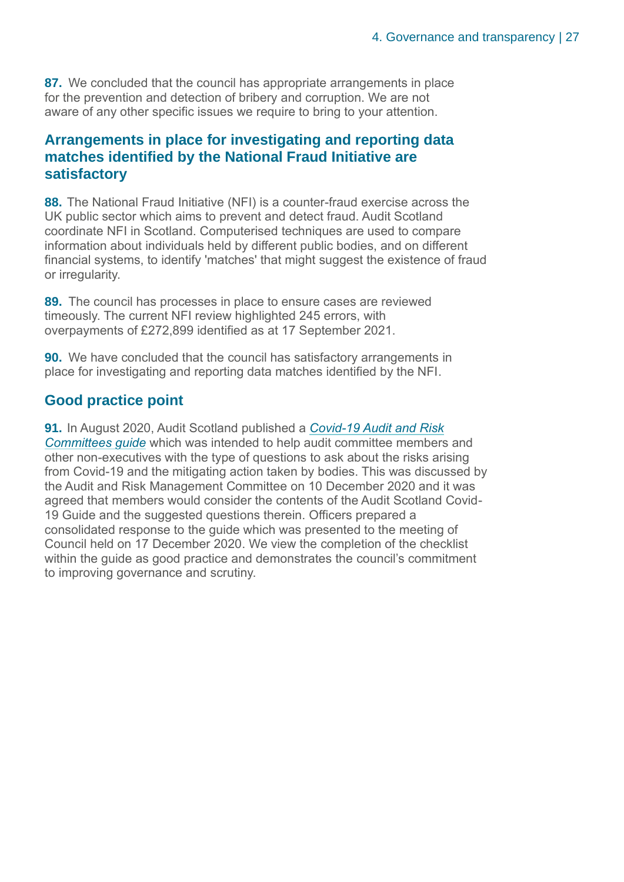**87.** We concluded that the council has appropriate arrangements in place for the prevention and detection of bribery and corruption. We are not aware of any other specific issues we require to bring to your attention.

## Arrangements in place for investigating and reporting data matches identified by the National Fraud Initiative are satisfactory

**88.** The National Fraud Initiative (NFI) is a counter-fraud exercise across the UK public sector which aims to prevent and detect fraud. Audit Scotland coordinate NFI in Scotland. Computerised techniques are used to compare information about individuals held by different public bodies, and on different financial systems, to identify 'matches' that might suggest the existence of fraud or irregularity.

**89.** The council has processes in place to ensure cases are reviewed timeously. The current NFI review highlighted 245 errors, with overpayments of £272,899 identified as at 17 September 2021.

**90.** We have concluded that the council has satisfactory arrangements in place for investigating and reporting data matches identified by the NFI.

## Good practice point

**91.** In August 2020, Audit Scotland published a *Covid-19 Audit and Risk Committees guide* which was intended to help audit committee members and other non-executives with the type of questions to ask about the risks arising from Covid-19 and the mitigating action taken by bodies. This was discussed by the Audit and Risk Management Committee on 10 December 2020 and it was agreed that members would consider the contents of the Audit Scotland Covid-19 Guide and the suggested questions therein. Officers prepared a consolidated response to the guide which was presented to the meeting of Council held on 17 December 2020. We view the completion of the checklist within the guide as good practice and demonstrates the council's commitment to improving governance and scrutiny.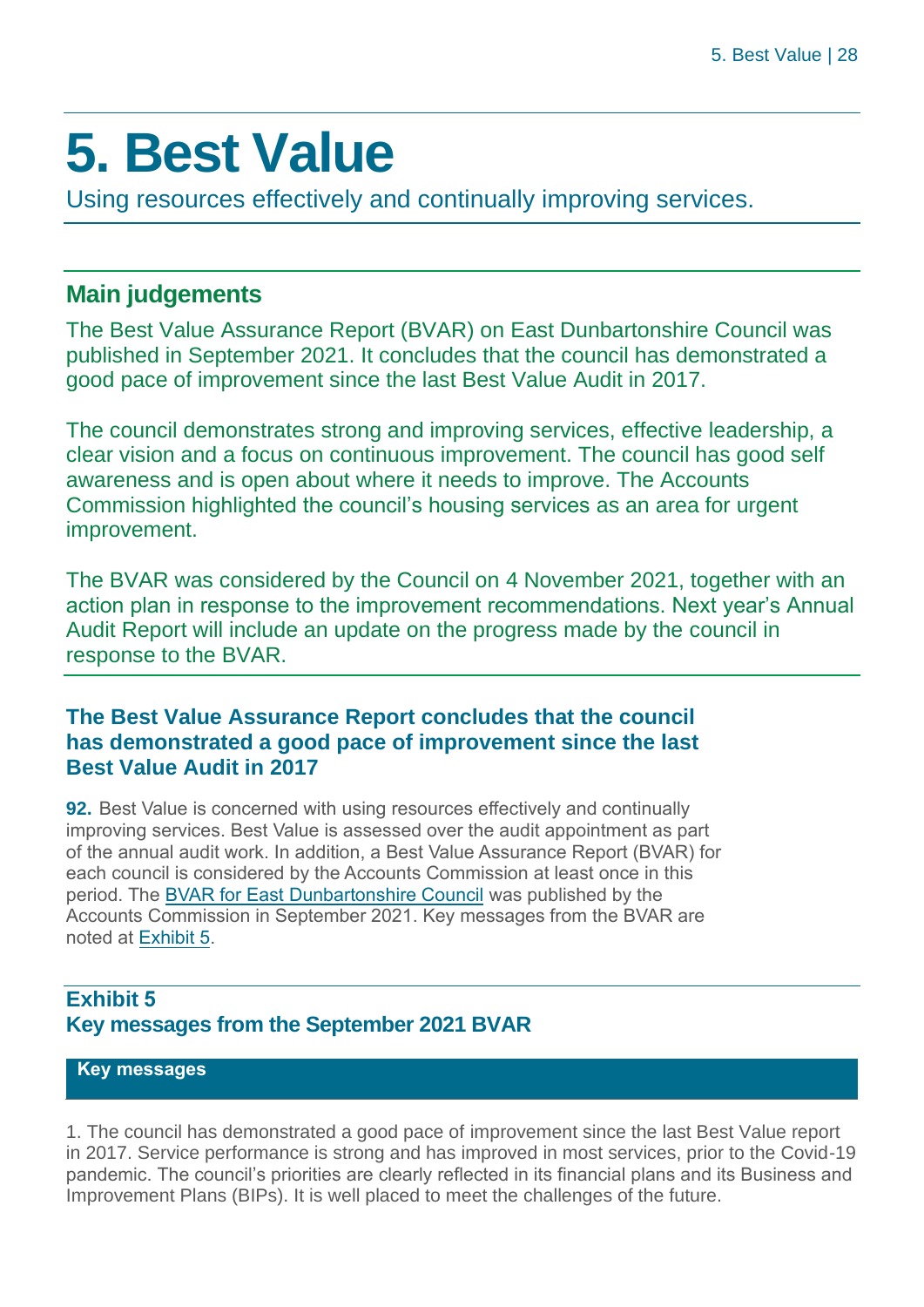# 5. Best Value

Using resources effectively and continually improving services.

## Main judgements

The Best Value Assurance Report (BVAR) on East Dunbartonshire Council was published in September 2021. It concludes that the council has demonstrated a good pace of improvement since the last Best Value Audit in 2017.

The council demonstrates strong and improving services, effective leadership, a clear vision and a focus on continuous improvement. The council has good self awareness and is open about where it needs to improve. The Accounts Commission highlighted the council's housing services as an area for urgent improvement.

The BVAR was considered by the Council on 4 November 2021, together with an action plan in response to the improvement recommendations. Next year's Annual Audit Report will include an update on the progress made by the council in response to the BVAR.

### The Best Value Assurance Report concludes that the council has demonstrated a good pace of improvement since the last Best Value Audit in 2017

**92.** Best Value is concerned with using resources effectively and continually improving services. Best Value is assessed over the audit appointment as part of the annual audit work. In addition, a Best Value Assurance Report (BVAR) for each council is considered by the Accounts Commission at least once in this period. The BVAR for East Dunbartonshire Council was published by the Accounts Commission in September 2021. Key messages from the BVAR are noted at Exhibit 5.

**Exhibit 5**
**Key messages from the September 2021 BVAR**

| Key messages |
|---|
| 1. The council has demonstrated a good pace of improvement since the last Best Value report in 2017. Service performance is strong and has improved in most services, prior to the Covid-19 pandemic. The council's priorities are clearly reflected in its financial plans and its Business and Improvement Plans (BIPs). It is well placed to meet the challenges of the future. |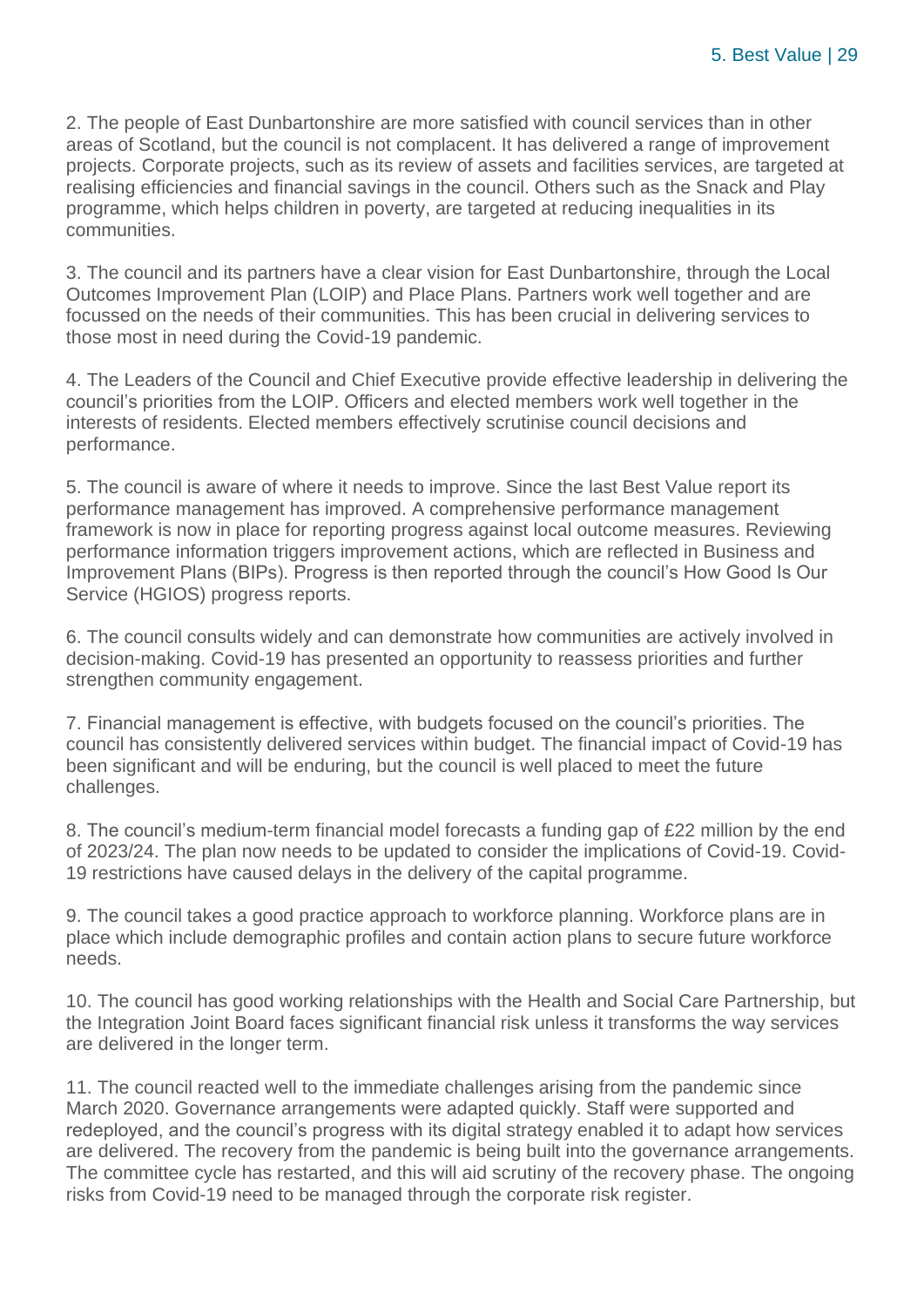2. The people of East Dunbartonshire are more satisfied with council services than in other areas of Scotland, but the council is not complacent. It has delivered a range of improvement projects. Corporate projects, such as its review of assets and facilities services, are targeted at realising efficiencies and financial savings in the council. Others such as the Snack and Play programme, which helps children in poverty, are targeted at reducing inequalities in its communities.

3. The council and its partners have a clear vision for East Dunbartonshire, through the Local Outcomes Improvement Plan (LOIP) and Place Plans. Partners work well together and are focussed on the needs of their communities. This has been crucial in delivering services to those most in need during the Covid-19 pandemic.

4. The Leaders of the Council and Chief Executive provide effective leadership in delivering the council's priorities from the LOIP. Officers and elected members work well together in the interests of residents. Elected members effectively scrutinise council decisions and performance.

5. The council is aware of where it needs to improve. Since the last Best Value report its performance management has improved. A comprehensive performance management framework is now in place for reporting progress against local outcome measures. Reviewing performance information triggers improvement actions, which are reflected in Business and Improvement Plans (BIPs). Progress is then reported through the council's How Good Is Our Service (HGIOS) progress reports.

6. The council consults widely and can demonstrate how communities are actively involved in decision-making. Covid-19 has presented an opportunity to reassess priorities and further strengthen community engagement.

7. Financial management is effective, with budgets focused on the council's priorities. The council has consistently delivered services within budget. The financial impact of Covid-19 has been significant and will be enduring, but the council is well placed to meet the future challenges.

8. The council's medium-term financial model forecasts a funding gap of £22 million by the end of 2023/24. The plan now needs to be updated to consider the implications of Covid-19. Covid-19 restrictions have caused delays in the delivery of the capital programme.

9. The council takes a good practice approach to workforce planning. Workforce plans are in place which include demographic profiles and contain action plans to secure future workforce needs.

10. The council has good working relationships with the Health and Social Care Partnership, but the Integration Joint Board faces significant financial risk unless it transforms the way services are delivered in the longer term.

11. The council reacted well to the immediate challenges arising from the pandemic since March 2020. Governance arrangements were adapted quickly. Staff were supported and redeployed, and the council's progress with its digital strategy enabled it to adapt how services are delivered. The recovery from the pandemic is being built into the governance arrangements. The committee cycle has restarted, and this will aid scrutiny of the recovery phase. The ongoing risks from Covid-19 need to be managed through the corporate risk register.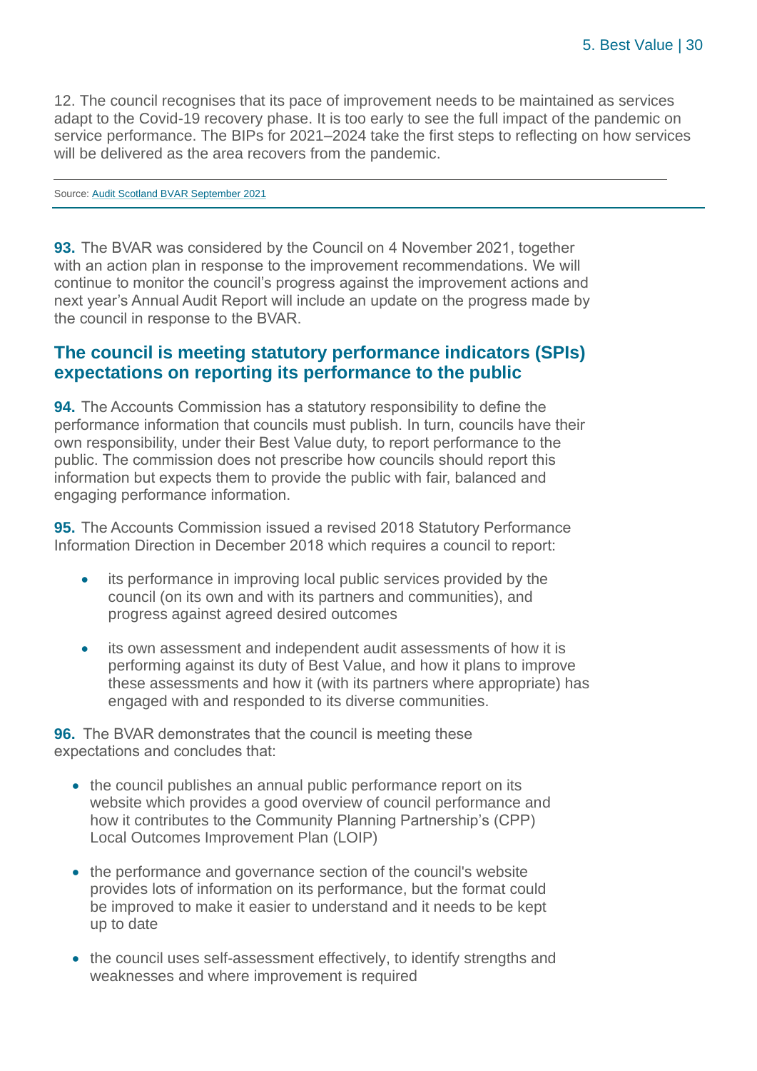12. The council recognises that its pace of improvement needs to be maintained as services adapt to the Covid-19 recovery phase. It is too early to see the full impact of the pandemic on service performance. The BIPs for 2021–2024 take the first steps to reflecting on how services will be delivered as the area recovers from the pandemic.

Source: Audit Scotland BVAR September 2021

**93.** The BVAR was considered by the Council on 4 November 2021, together with an action plan in response to the improvement recommendations. We will continue to monitor the council's progress against the improvement actions and next year's Annual Audit Report will include an update on the progress made by the council in response to the BVAR.

## The council is meeting statutory performance indicators (SPIs) expectations on reporting its performance to the public

**94.** The Accounts Commission has a statutory responsibility to define the performance information that councils must publish. In turn, councils have their own responsibility, under their Best Value duty, to report performance to the public. The commission does not prescribe how councils should report this information but expects them to provide the public with fair, balanced and engaging performance information.

**95.** The Accounts Commission issued a revised 2018 Statutory Performance Information Direction in December 2018 which requires a council to report:

- its performance in improving local public services provided by the council (on its own and with its partners and communities), and progress against agreed desired outcomes
- its own assessment and independent audit assessments of how it is performing against its duty of Best Value, and how it plans to improve these assessments and how it (with its partners where appropriate) has engaged with and responded to its diverse communities.

**96.** The BVAR demonstrates that the council is meeting these expectations and concludes that:

- the council publishes an annual public performance report on its website which provides a good overview of council performance and how it contributes to the Community Planning Partnership's (CPP) Local Outcomes Improvement Plan (LOIP)
- the performance and governance section of the council's website provides lots of information on its performance, but the format could be improved to make it easier to understand and it needs to be kept up to date
- the council uses self-assessment effectively, to identify strengths and weaknesses and where improvement is required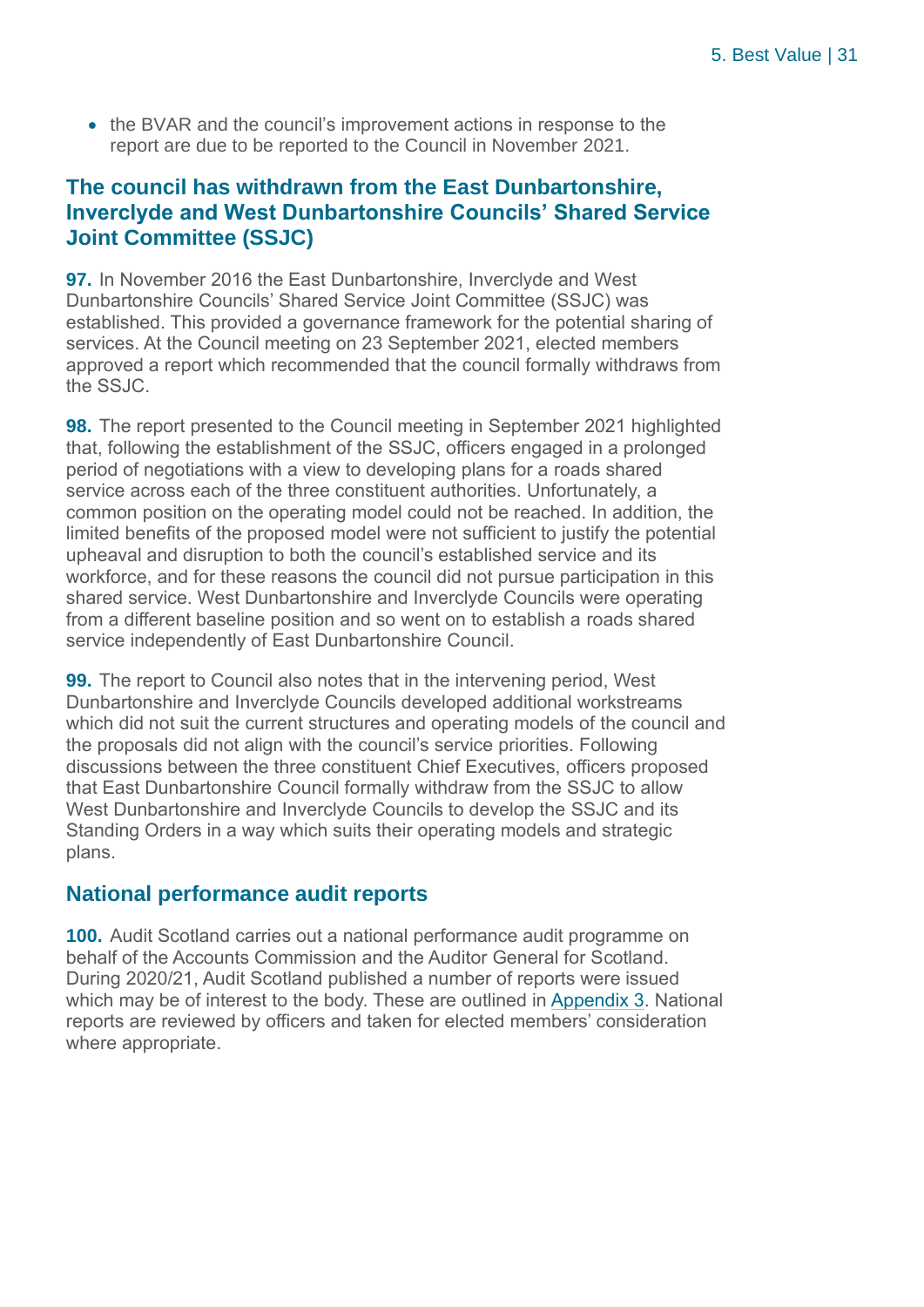- the BVAR and the council's improvement actions in response to the report are due to be reported to the Council in November 2021.

## The council has withdrawn from the East Dunbartonshire, Inverclyde and West Dunbartonshire Councils' Shared Service Joint Committee (SSJC)

**97.** In November 2016 the East Dunbartonshire, Inverclyde and West Dunbartonshire Councils' Shared Service Joint Committee (SSJC) was established. This provided a governance framework for the potential sharing of services. At the Council meeting on 23 September 2021, elected members approved a report which recommended that the council formally withdraws from the SSJC.

**98.** The report presented to the Council meeting in September 2021 highlighted that, following the establishment of the SSJC, officers engaged in a prolonged period of negotiations with a view to developing plans for a roads shared service across each of the three constituent authorities. Unfortunately, a common position on the operating model could not be reached. In addition, the limited benefits of the proposed model were not sufficient to justify the potential upheaval and disruption to both the council's established service and its workforce, and for these reasons the council did not pursue participation in this shared service. West Dunbartonshire and Inverclyde Councils were operating from a different baseline position and so went on to establish a roads shared service independently of East Dunbartonshire Council.

**99.** The report to Council also notes that in the intervening period, West Dunbartonshire and Inverclyde Councils developed additional workstreams which did not suit the current structures and operating models of the council and the proposals did not align with the council's service priorities. Following discussions between the three constituent Chief Executives, officers proposed that East Dunbartonshire Council formally withdraw from the SSJC to allow West Dunbartonshire and Inverclyde Councils to develop the SSJC and its Standing Orders in a way which suits their operating models and strategic plans.

## National performance audit reports

**100.** Audit Scotland carries out a national performance audit programme on behalf of the Accounts Commission and the Auditor General for Scotland. During 2020/21, Audit Scotland published a number of reports were issued which may be of interest to the body. These are outlined in Appendix 3. National reports are reviewed by officers and taken for elected members' consideration where appropriate.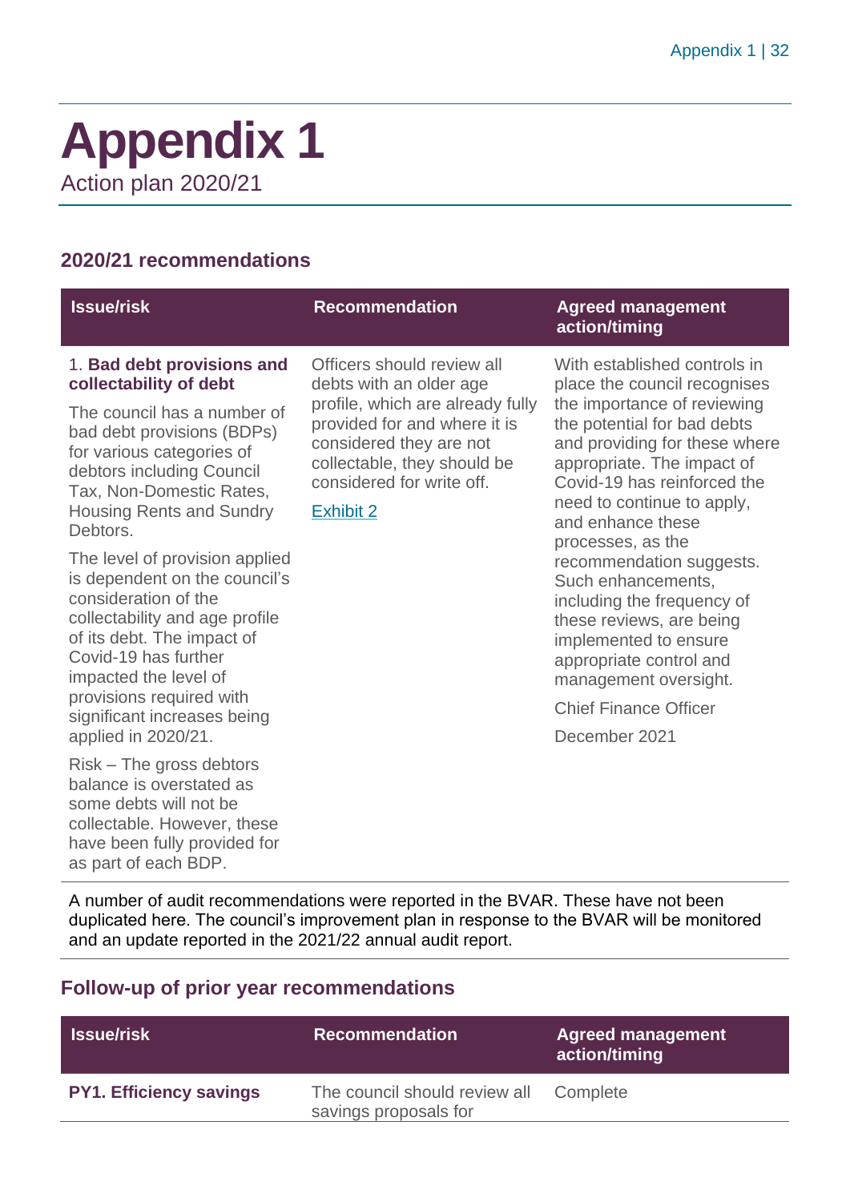# Appendix 1

Action plan 2020/21

## 2020/21 recommendations

| Issue/risk | Recommendation | Agreed management action/timing |
|---|---|---|
| 1. **Bad debt provisions and collectability of debt**<br><br>The council has a number of bad debt provisions (BDPs) for various categories of debtors including Council Tax, Non-Domestic Rates, Housing Rents and Sundry Debtors.<br><br>The level of provision applied is dependent on the council's consideration of the collectability and age profile of its debt. The impact of Covid-19 has further impacted the level of provisions required with significant increases being applied in 2020/21.<br><br>Risk – The gross debtors balance is overstated as some debts will not be collectable. However, these have been fully provided for as part of each BDP. | Officers should review all debts with an older age profile, which are already fully provided for and where it is considered they are not collectable, they should be considered for write off.<br><br>Exhibit 2 | With established controls in place the council recognises the importance of reviewing the potential for bad debts and providing for these where appropriate. The impact of Covid-19 has reinforced the need to continue to apply, and enhance these processes, as the recommendation suggests. Such enhancements, including the frequency of these reviews, are being implemented to ensure appropriate control and management oversight.<br><br>Chief Finance Officer<br><br>December 2021 |

A number of audit recommendations were reported in the BVAR. These have not been duplicated here. The council's improvement plan in response to the BVAR will be monitored and an update reported in the 2021/22 annual audit report.

## Follow-up of prior year recommendations

| Issue/risk | Recommendation | Agreed management action/timing |
|---|---|---|
| **PY1. Efficiency savings** | The council should review all savings proposals for | Complete |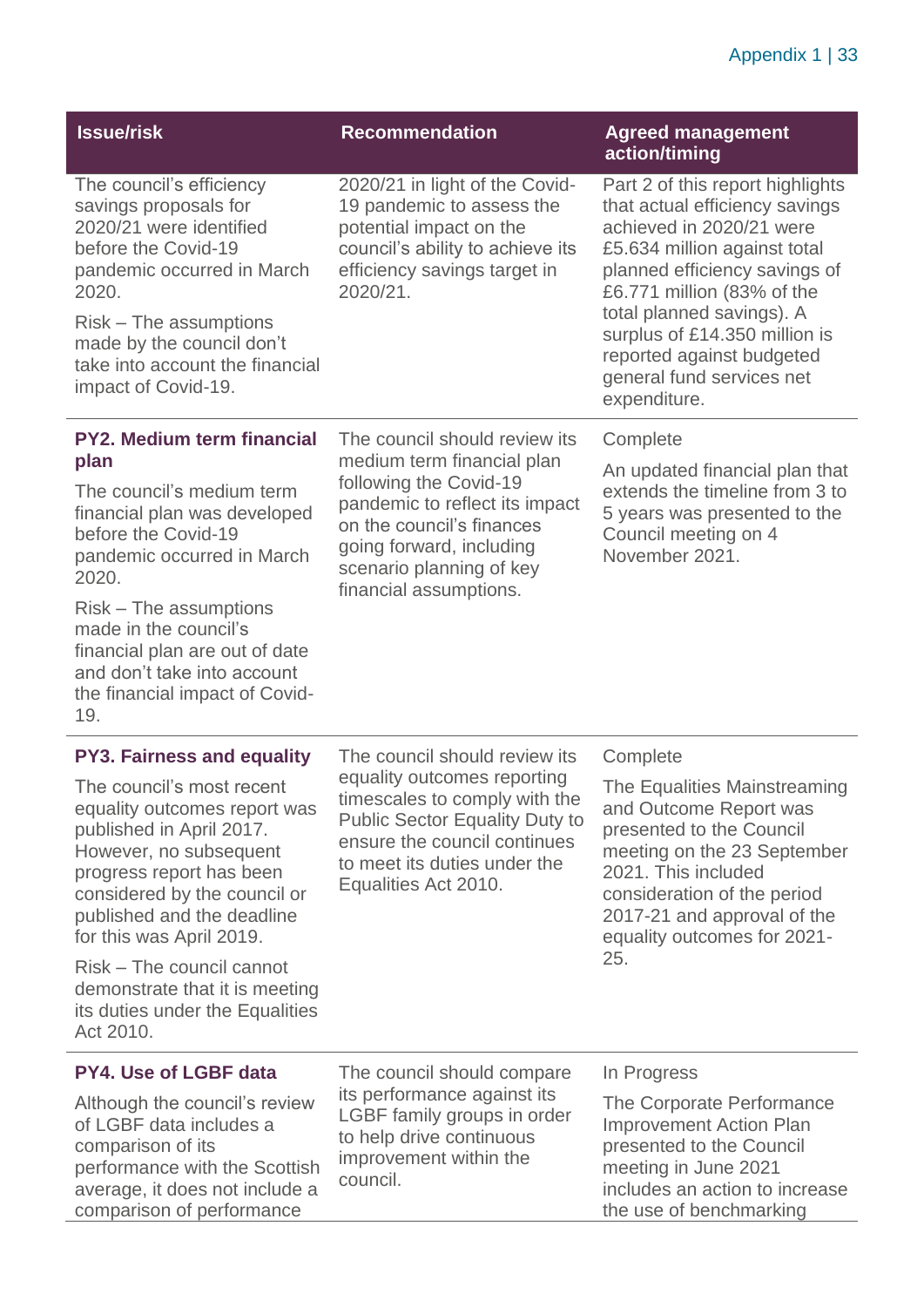| Issue/risk | Recommendation | Agreed management action/timing |
|---|---|---|
| The council's efficiency savings proposals for 2020/21 were identified before the Covid-19 pandemic occurred in March 2020.<br><br>Risk – The assumptions made by the council don't take into account the financial impact of Covid-19. | 2020/21 in light of the Covid-19 pandemic to assess the potential impact on the council's ability to achieve its efficiency savings target in 2020/21. | Part 2 of this report highlights that actual efficiency savings achieved in 2020/21 were £5.634 million against total planned efficiency savings of £6.771 million (83% of the total planned savings). A surplus of £14.350 million is reported against budgeted general fund services net expenditure. |
| **PY2. Medium term financial plan**<br><br>The council's medium term financial plan was developed before the Covid-19 pandemic occurred in March 2020.<br><br>Risk – The assumptions made in the council's financial plan are out of date and don't take into account the financial impact of Covid-19. | The council should review its medium term financial plan following the Covid-19 pandemic to reflect its impact on the council's finances going forward, including scenario planning of key financial assumptions. | Complete<br><br>An updated financial plan that extends the timeline from 3 to 5 years was presented to the Council meeting on 4 November 2021. |
| **PY3. Fairness and equality**<br><br>The council's most recent equality outcomes report was published in April 2017. However, no subsequent progress report has been considered by the council or published and the deadline for this was April 2019.<br><br>Risk – The council cannot demonstrate that it is meeting its duties under the Equalities Act 2010. | The council should review its equality outcomes reporting timescales to comply with the Public Sector Equality Duty to ensure the council continues to meet its duties under the Equalities Act 2010. | Complete<br><br>The Equalities Mainstreaming and Outcome Report was presented to the Council meeting on the 23 September 2021. This included consideration of the period 2017-21 and approval of the equality outcomes for 2021-25. |
| **PY4. Use of LGBF data**<br><br>Although the council's review of LGBF data includes a comparison of its performance with the Scottish average, it does not include a comparison of performance | The council should compare its performance against its LGBF family groups in order to help drive continuous improvement within the council. | In Progress<br><br>The Corporate Performance Improvement Action Plan presented to the Council meeting in June 2021 includes an action to increase the use of benchmarking |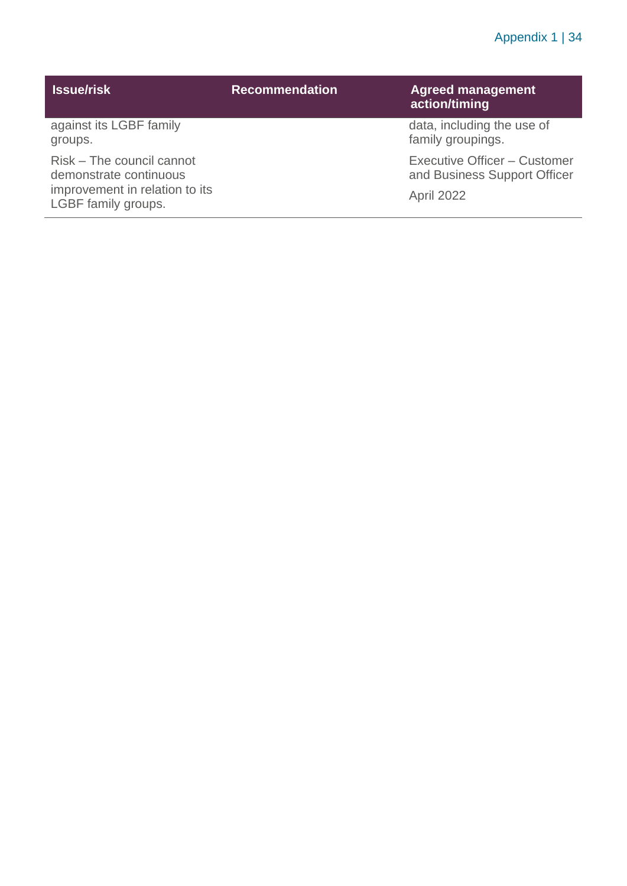| Issue/risk | Recommendation | Agreed management action/timing |
|---|---|---|
| against its LGBF family groups.<br><br>Risk – The council cannot demonstrate continuous improvement in relation to its LGBF family groups. | | data, including the use of family groupings.<br><br>Executive Officer – Customer and Business Support Officer<br><br>April 2022 |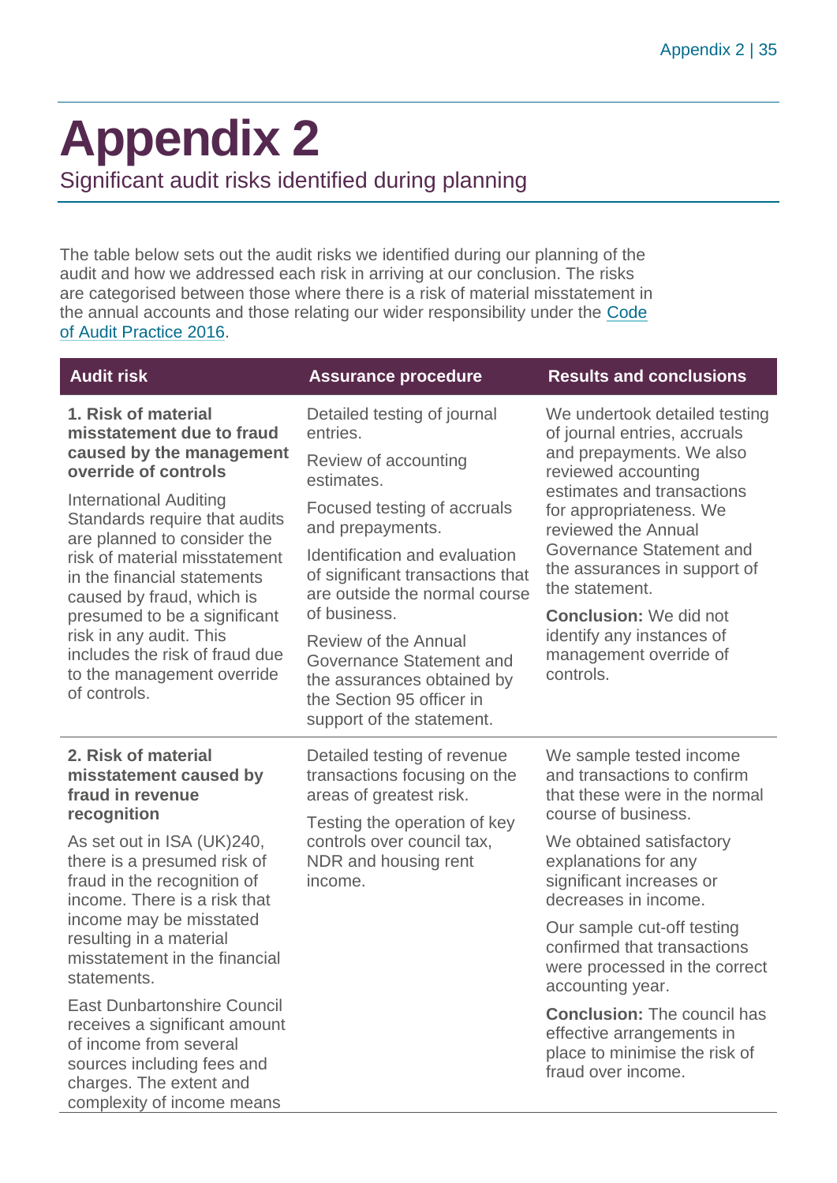# Appendix 2

Significant audit risks identified during planning

The table below sets out the audit risks we identified during our planning of the audit and how we addressed each risk in arriving at our conclusion. The risks are categorised between those where there is a risk of material misstatement in the annual accounts and those relating our wider responsibility under the [Code of Audit Practice 2016](#).

| Audit risk | Assurance procedure | Results and conclusions |
|---|---|---|
| **1. Risk of material misstatement due to fraud caused by the management override of controls**<br><br>International Auditing Standards require that audits are planned to consider the risk of material misstatement in the financial statements caused by fraud, which is presumed to be a significant risk in any audit. This includes the risk of fraud due to the management override of controls. | Detailed testing of journal entries.<br><br>Review of accounting estimates.<br><br>Focused testing of accruals and prepayments.<br><br>Identification and evaluation of significant transactions that are outside the normal course of business.<br><br>Review of the Annual Governance Statement and the assurances obtained by the Section 95 officer in support of the statement. | We undertook detailed testing of journal entries, accruals and prepayments. We also reviewed accounting estimates and transactions for appropriateness. We reviewed the Annual Governance Statement and the assurances in support of the statement.<br><br>**Conclusion:** We did not identify any instances of management override of controls. |
| **2. Risk of material misstatement caused by fraud in revenue recognition**<br><br>As set out in ISA (UK)240, there is a presumed risk of fraud in the recognition of income. There is a risk that income may be misstated resulting in a material misstatement in the financial statements.<br><br>East Dunbartonshire Council receives a significant amount of income from several sources including fees and charges. The extent and complexity of income means | Detailed testing of revenue transactions focusing on the areas of greatest risk.<br><br>Testing the operation of key controls over council tax, NDR and housing rent income. | We sample tested income and transactions to confirm that these were in the normal course of business.<br><br>We obtained satisfactory explanations for any significant increases or decreases in income.<br><br>Our sample cut-off testing confirmed that transactions were processed in the correct accounting year.<br><br>**Conclusion:** The council has effective arrangements in place to minimise the risk of fraud over income. |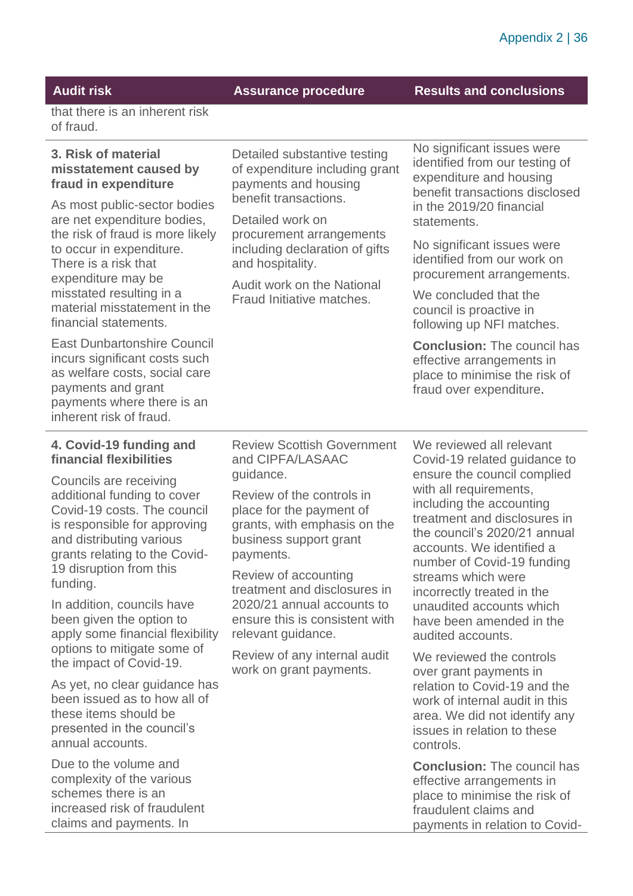| Audit risk | Assurance procedure | Results and conclusions |
|---|---|---|
| that there is an inherent risk of fraud. | | |
| **3. Risk of material misstatement caused by fraud in expenditure**<br><br>As most public-sector bodies are net expenditure bodies, the risk of fraud is more likely to occur in expenditure. There is a risk that expenditure may be misstated resulting in a material misstatement in the financial statements.<br><br>East Dunbartonshire Council incurs significant costs such as welfare costs, social care payments and grant payments where there is an inherent risk of fraud. | Detailed substantive testing of expenditure including grant payments and housing benefit transactions.<br><br>Detailed work on procurement arrangements including declaration of gifts and hospitality.<br><br>Audit work on the National Fraud Initiative matches. | No significant issues were identified from our testing of expenditure and housing benefit transactions disclosed in the 2019/20 financial statements.<br><br>No significant issues were identified from our work on procurement arrangements.<br><br>We concluded that the council is proactive in following up NFI matches.<br><br>**Conclusion:** The council has effective arrangements in place to minimise the risk of fraud over expenditure. |
| **4. Covid-19 funding and financial flexibilities**<br><br>Councils are receiving additional funding to cover Covid-19 costs. The council is responsible for approving and distributing various grants relating to the Covid-19 disruption from this funding.<br><br>In addition, councils have been given the option to apply some financial flexibility options to mitigate some of the impact of Covid-19.<br><br>As yet, no clear guidance has been issued as to how all of these items should be presented in the council's annual accounts.<br><br>Due to the volume and complexity of the various schemes there is an increased risk of fraudulent claims and payments. In | Review Scottish Government and CIPFA/LASAAC guidance.<br><br>Review of the controls in place for the payment of grants, with emphasis on the business support grant payments.<br><br>Review of accounting treatment and disclosures in 2020/21 annual accounts to ensure this is consistent with relevant guidance.<br><br>Review of any internal audit work on grant payments. | We reviewed all relevant Covid-19 related guidance to ensure the council complied with all requirements, including the accounting treatment and disclosures in the council's 2020/21 annual accounts. We identified a number of Covid-19 funding streams which were incorrectly treated in the unaudited accounts which have been amended in the audited accounts.<br><br>We reviewed the controls over grant payments in relation to Covid-19 and the work of internal audit in this area. We did not identify any issues in relation to these controls.<br><br>**Conclusion:** The council has effective arrangements in place to minimise the risk of fraudulent claims and payments in relation to Covid- |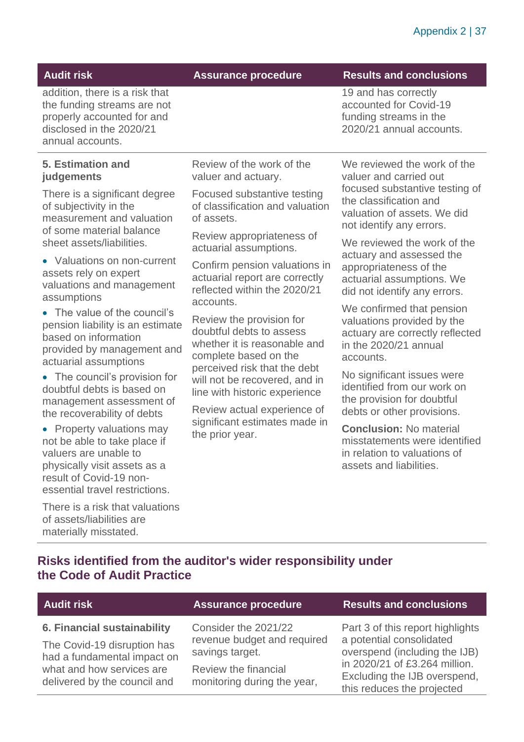| Audit risk | Assurance procedure | Results and conclusions |
|---|---|---|
| addition, there is a risk that the funding streams are not properly accounted for and disclosed in the 2020/21 annual accounts. | | 19 and has correctly accounted for Covid-19 funding streams in the 2020/21 annual accounts. |
| **5. Estimation and judgements**<br><br>There is a significant degree of subjectivity in the measurement and valuation of some material balance sheet assets/liabilities.<br><br>• Valuations on non-current assets rely on expert valuations and management assumptions<br>• The value of the council's pension liability is an estimate based on information provided by management and actuarial assumptions<br>• The council's provision for doubtful debts is based on management assessment of the recoverability of debts<br>• Property valuations may not be able to take place if valuers are unable to physically visit assets as a result of Covid-19 non-essential travel restrictions.<br><br>There is a risk that valuations of assets/liabilities are materially misstated. | Review of the work of the valuer and actuary.<br><br>Focused substantive testing of classification and valuation of assets.<br><br>Review appropriateness of actuarial assumptions.<br><br>Confirm pension valuations in actuarial report are correctly reflected within the 2020/21 accounts.<br><br>Review the provision for doubtful debts to assess whether it is reasonable and complete based on the perceived risk that the debt will not be recovered, and in line with historic experience<br><br>Review actual experience of significant estimates made in the prior year. | We reviewed the work of the valuer and carried out focused substantive testing of the classification and valuation of assets. We did not identify any errors.<br><br>We reviewed the work of the actuary and assessed the appropriateness of the actuarial assumptions. We did not identify any errors.<br><br>We confirmed that pension valuations provided by the actuary are correctly reflected in the 2020/21 annual accounts.<br><br>No significant issues were identified from our work on the provision for doubtful debts or other provisions.<br><br>**Conclusion:** No material misstatements were identified in relation to valuations of assets and liabilities. |

## Risks identified from the auditor's wider responsibility under the Code of Audit Practice

| Audit risk | Assurance procedure | Results and conclusions |
|---|---|---|
| **6. Financial sustainability**<br><br>The Covid-19 disruption has had a fundamental impact on what and how services are delivered by the council and | Consider the 2021/22 revenue budget and required savings target.<br><br>Review the financial monitoring during the year, | Part 3 of this report highlights a potential consolidated overspend (including the IJB) in 2020/21 of £3.264 million. Excluding the IJB overspend, this reduces the projected |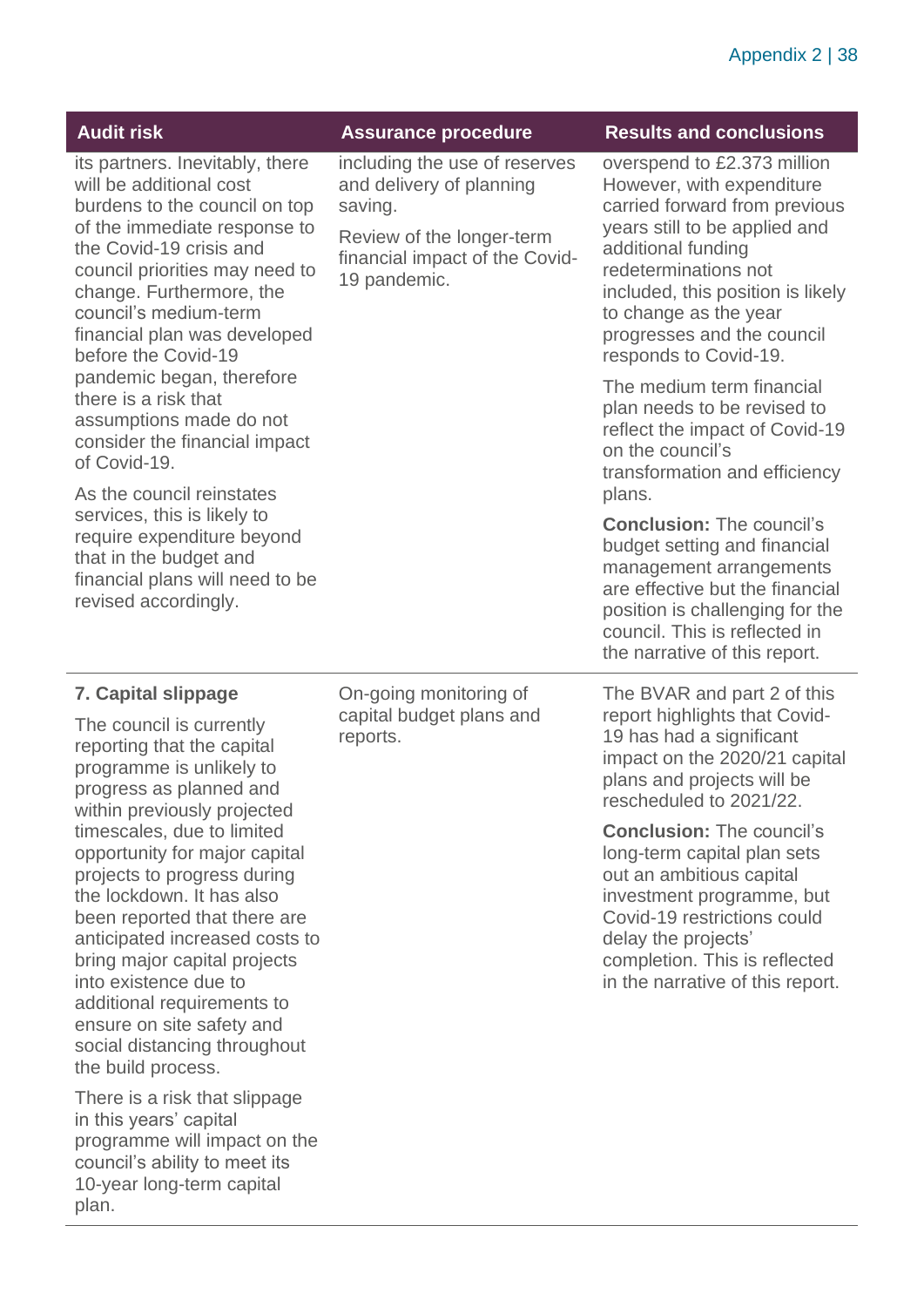| Audit risk | Assurance procedure | Results and conclusions |
| --- | --- | --- |
| its partners. Inevitably, there will be additional cost burdens to the council on top of the immediate response to the Covid-19 crisis and council priorities may need to change. Furthermore, the council's medium-term financial plan was developed before the Covid-19 pandemic began, therefore there is a risk that assumptions made do not consider the financial impact of Covid-19.<br><br>As the council reinstates services, this is likely to require expenditure beyond that in the budget and financial plans will need to be revised accordingly. | including the use of reserves and delivery of planning saving.<br><br>Review of the longer-term financial impact of the Covid-19 pandemic. | overspend to £2.373 million However, with expenditure carried forward from previous years still to be applied and additional funding redeterminations not included, this position is likely to change as the year progresses and the council responds to Covid-19.<br><br>The medium term financial plan needs to be revised to reflect the impact of Covid-19 on the council's transformation and efficiency plans.<br><br>**Conclusion:** The council's budget setting and financial management arrangements are effective but the financial position is challenging for the council. This is reflected in the narrative of this report. |
| **7. Capital slippage**<br><br>The council is currently reporting that the capital programme is unlikely to progress as planned and within previously projected timescales, due to limited opportunity for major capital projects to progress during the lockdown. It has also been reported that there are anticipated increased costs to bring major capital projects into existence due to additional requirements to ensure on site safety and social distancing throughout the build process.<br><br>There is a risk that slippage in this years' capital programme will impact on the council's ability to meet its 10-year long-term capital plan. | On-going monitoring of capital budget plans and reports. | The BVAR and part 2 of this report highlights that Covid-19 has had a significant impact on the 2020/21 capital plans and projects will be rescheduled to 2021/22.<br><br>**Conclusion:** The council's long-term capital plan sets out an ambitious capital investment programme, but Covid-19 restrictions could delay the projects' completion. This is reflected in the narrative of this report. |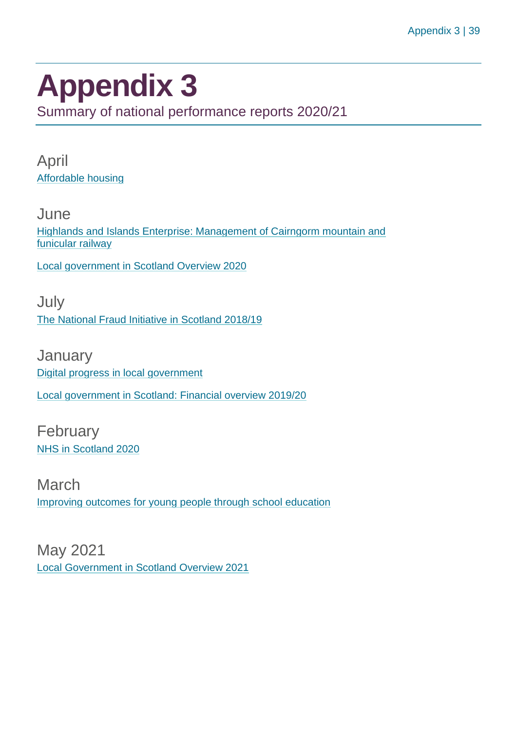# Appendix 3

Summary of national performance reports 2020/21

## April

Affordable housing

## June

Highlands and Islands Enterprise: Management of Cairngorm mountain and funicular railway

Local government in Scotland Overview 2020

## July

The National Fraud Initiative in Scotland 2018/19

## January

Digital progress in local government

Local government in Scotland: Financial overview 2019/20

## February

NHS in Scotland 2020

## March

Improving outcomes for young people through school education

## May 2021

Local Government in Scotland Overview 2021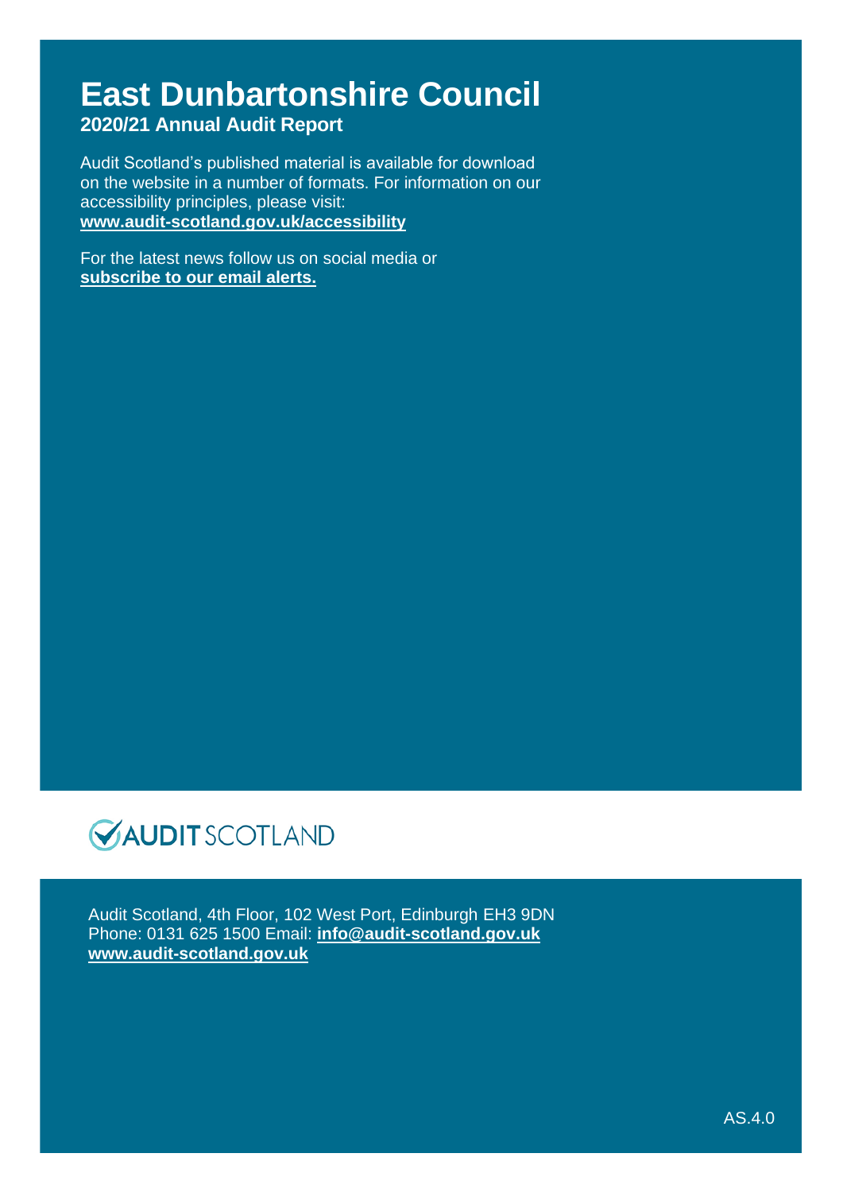# East Dunbartonshire Council

## 2020/21 Annual Audit Report

Audit Scotland's published material is available for download on the website in a number of formats. For information on our accessibility principles, please visit:
**www.audit-scotland.gov.uk/accessibility**

For the latest news follow us on social media or
**subscribe to our email alerts.**

AUDIT SCOTLAND

Audit Scotland, 4th Floor, 102 West Port, Edinburgh EH3 9DN
Phone: 0131 625 1500 Email: **info@audit-scotland.gov.uk**
**www.audit-scotland.gov.uk**

AS.4.0